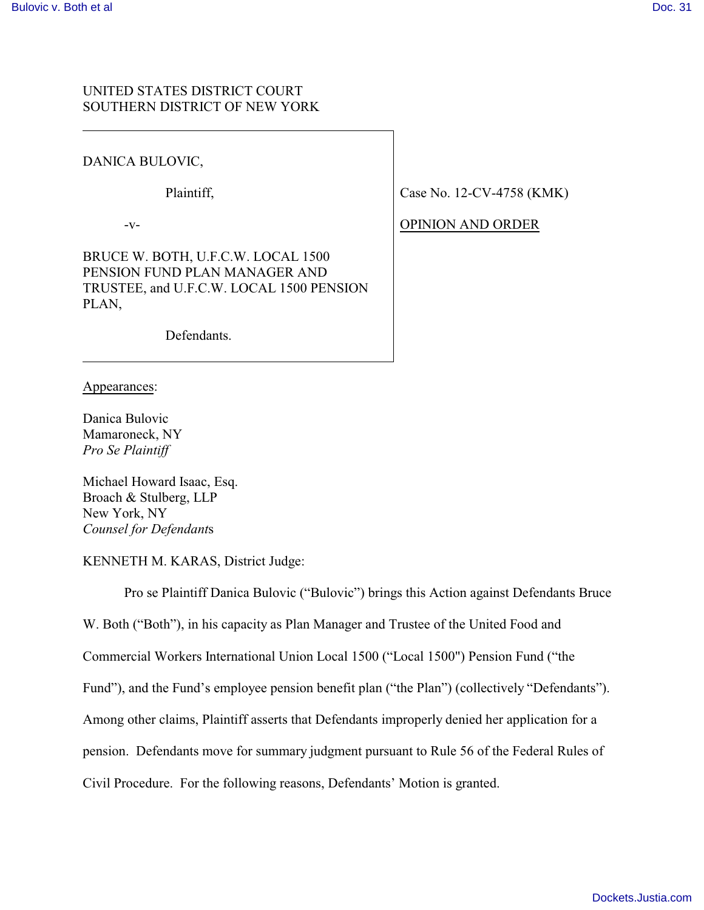UNITED STATES DISTRICT COURT
SOUTHERN DISTRICT OF NEW YORK

DANICA BULOVIC,

Plaintiff,

-v-

BRUCE W. BOTH, U.F.C.W. LOCAL 1500 PENSION FUND PLAN MANAGER AND TRUSTEE, and U.F.C.W. LOCAL 1500 PENSION PLAN,

Defendants.

Case No. 12-CV-4758 (KMK)

OPINION AND ORDER

Appearances:

Danica Bulovic
Mamaroneck, NY
*Pro Se Plaintiff*

Michael Howard Isaac, Esq.
Broach & Stulberg, LLP
New York, NY
*Counsel for Defendants*

KENNETH M. KARAS, District Judge:

Pro se Plaintiff Danica Bulovic ("Bulovic") brings this Action against Defendants Bruce W. Both ("Both"), in his capacity as Plan Manager and Trustee of the United Food and Commercial Workers International Union Local 1500 ("Local 1500") Pension Fund ("the Fund"), and the Fund's employee pension benefit plan ("the Plan") (collectively "Defendants"). Among other claims, Plaintiff asserts that Defendants improperly denied her application for a pension. Defendants move for summary judgment pursuant to Rule 56 of the Federal Rules of Civil Procedure. For the following reasons, Defendants' Motion is granted.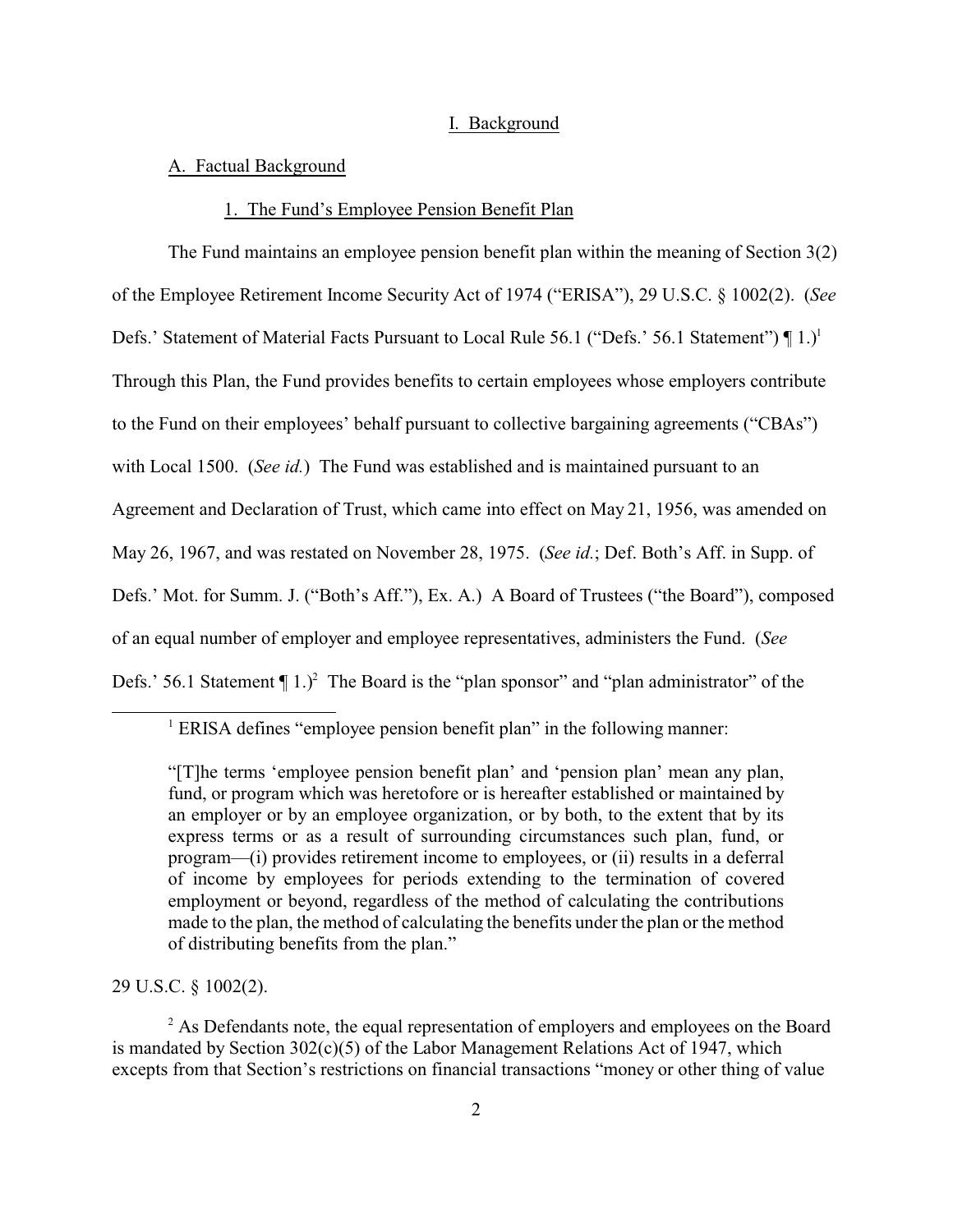## I. Background

### A. Factual Background

#### 1. The Fund's Employee Pension Benefit Plan

The Fund maintains an employee pension benefit plan within the meaning of Section 3(2) of the Employee Retirement Income Security Act of 1974 ("ERISA"), 29 U.S.C. § 1002(2). (*See* Defs.' Statement of Material Facts Pursuant to Local Rule 56.1 ("Defs.' 56.1 Statement") ¶ 1.)[1] Through this Plan, the Fund provides benefits to certain employees whose employers contribute to the Fund on their employees' behalf pursuant to collective bargaining agreements ("CBAs") with Local 1500. (*See id.*) The Fund was established and is maintained pursuant to an Agreement and Declaration of Trust, which came into effect on May 21, 1956, was amended on May 26, 1967, and was restated on November 28, 1975. (*See id.*; Def. Both's Aff. in Supp. of Defs.' Mot. for Summ. J. ("Both's Aff."), Ex. A.) A Board of Trustees ("the Board"), composed of an equal number of employer and employee representatives, administers the Fund. (*See* Defs.' 56.1 Statement ¶ 1.)[2] The Board is the "plan sponsor" and "plan administrator" of the

---

[1] ERISA defines "employee pension benefit plan" in the following manner:

> "[T]he terms 'employee pension benefit plan' and 'pension plan' mean any plan, fund, or program which was heretofore or is hereafter established or maintained by an employer or by an employee organization, or by both, to the extent that by its express terms or as a result of surrounding circumstances such plan, fund, or program—(i) provides retirement income to employees, or (ii) results in a deferral of income by employees for periods extending to the termination of covered employment or beyond, regardless of the method of calculating the contributions made to the plan, the method of calculating the benefits under the plan or the method of distributing benefits from the plan."

29 U.S.C. § 1002(2).

[2] As Defendants note, the equal representation of employers and employees on the Board is mandated by Section 302(c)(5) of the Labor Management Relations Act of 1947, which excepts from that Section's restrictions on financial transactions "money or other thing of value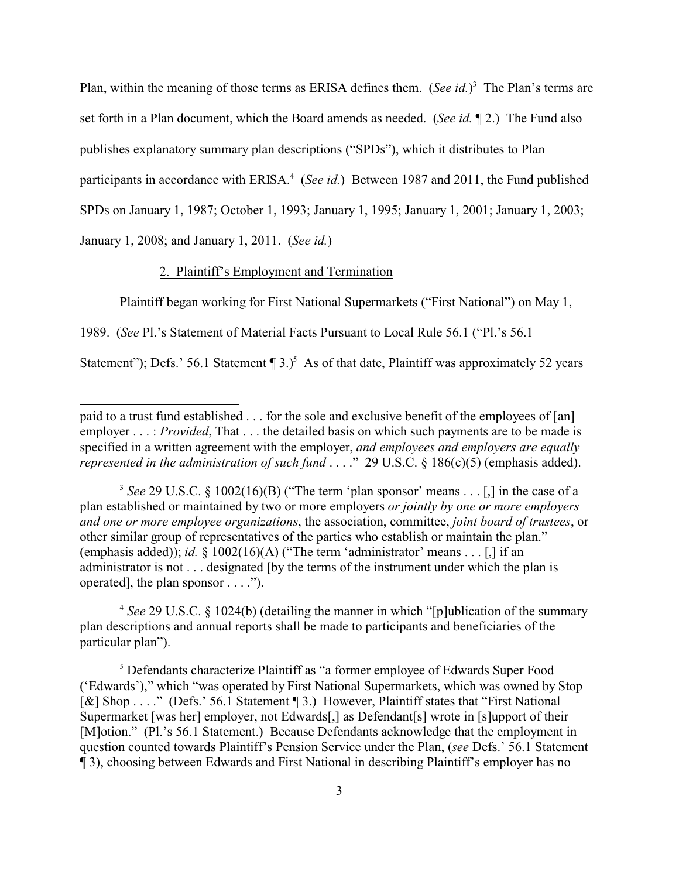Plan, within the meaning of those terms as ERISA defines them. (*See id.*)[3] The Plan's terms are set forth in a Plan document, which the Board amends as needed. (*See id.* ¶ 2.) The Fund also publishes explanatory summary plan descriptions ("SPDs"), which it distributes to Plan participants in accordance with ERISA.[4] (*See id.*) Between 1987 and 2011, the Fund published SPDs on January 1, 1987; October 1, 1993; January 1, 1995; January 1, 2001; January 1, 2003; January 1, 2008; and January 1, 2011. (*See id.*)

2. Plaintiff's Employment and Termination

Plaintiff began working for First National Supermarkets ("First National") on May 1, 1989. (*See* Pl.'s Statement of Material Facts Pursuant to Local Rule 56.1 ("Pl.'s 56.1 Statement"); Defs.' 56.1 Statement ¶ 3.)[5] As of that date, Plaintiff was approximately 52 years

---

paid to a trust fund established . . . for the sole and exclusive benefit of the employees of [an] employer . . . : *Provided*, That . . . the detailed basis on which such payments are to be made is specified in a written agreement with the employer, *and employees and employers are equally represented in the administration of such fund* . . . ." 29 U.S.C. § 186(c)(5) (emphasis added).

[3] *See* 29 U.S.C. § 1002(16)(B) ("The term 'plan sponsor' means . . . [,] in the case of a plan established or maintained by two or more employers *or jointly by one or more employers and one or more employee organizations*, the association, committee, *joint board of trustees*, or other similar group of representatives of the parties who establish or maintain the plan." (emphasis added)); *id.* § 1002(16)(A) ("The term 'administrator' means . . . [,] if an administrator is not . . . designated [by the terms of the instrument under which the plan is operated], the plan sponsor . . . .").

[4] *See* 29 U.S.C. § 1024(b) (detailing the manner in which "[p]ublication of the summary plan descriptions and annual reports shall be made to participants and beneficiaries of the particular plan").

[5] Defendants characterize Plaintiff as "a former employee of Edwards Super Food ('Edwards')," which "was operated by First National Supermarkets, which was owned by Stop [&] Shop . . . ." (Defs.' 56.1 Statement ¶ 3.) However, Plaintiff states that "First National Supermarket [was her] employer, not Edwards[,] as Defendant[s] wrote in [s]upport of their [M]otion." (Pl.'s 56.1 Statement.) Because Defendants acknowledge that the employment in question counted towards Plaintiff's Pension Service under the Plan, (*see* Defs.' 56.1 Statement ¶ 3), choosing between Edwards and First National in describing Plaintiff's employer has no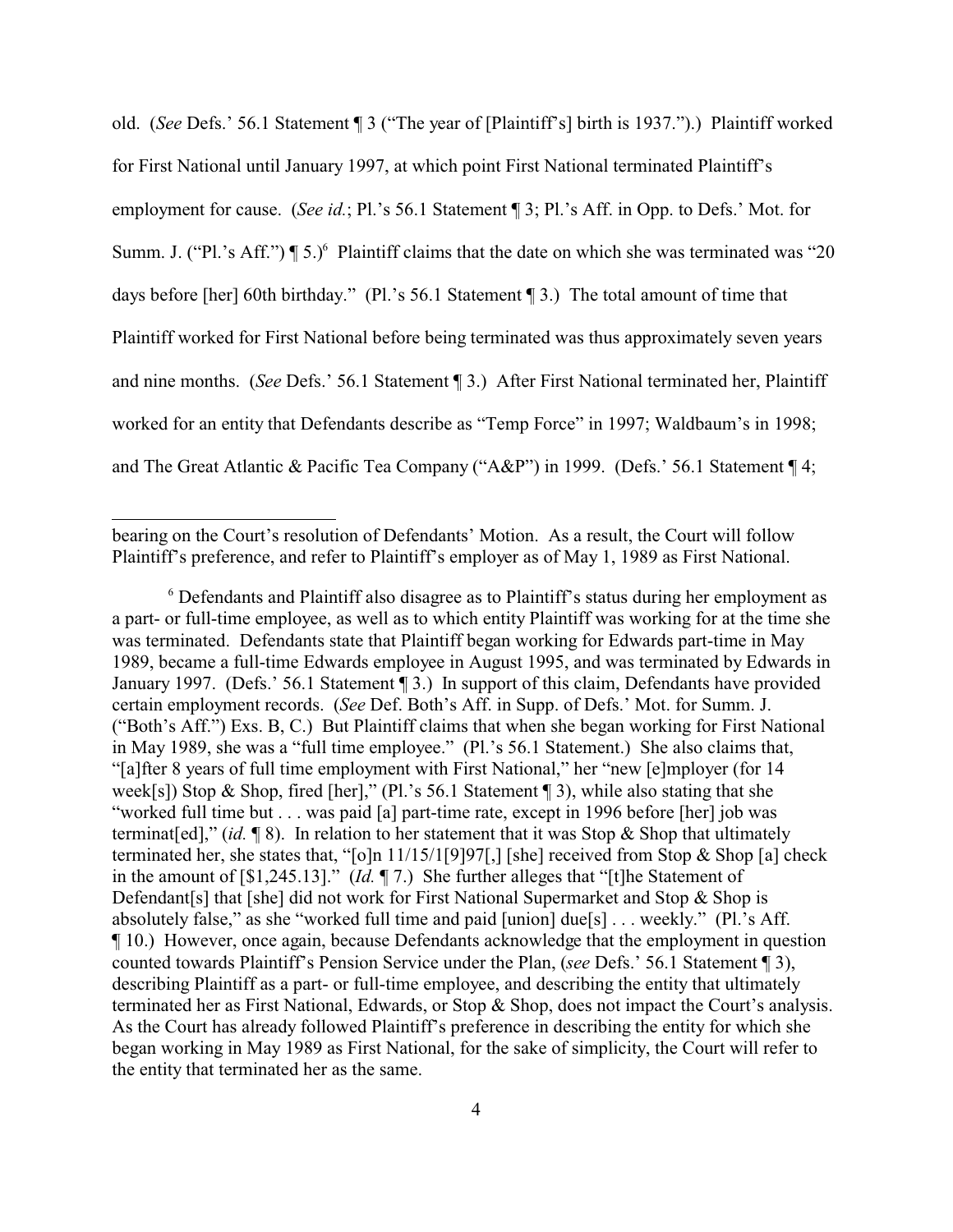old. (*See* Defs.' 56.1 Statement ¶ 3 ("The year of [Plaintiff's] birth is 1937.").) Plaintiff worked for First National until January 1997, at which point First National terminated Plaintiff's employment for cause. (*See id.*; Pl.'s 56.1 Statement ¶ 3; Pl.'s Aff. in Opp. to Defs.' Mot. for Summ. J. ("Pl.'s Aff.") ¶ 5.)[6] Plaintiff claims that the date on which she was terminated was "20 days before [her] 60th birthday." (Pl.'s 56.1 Statement ¶ 3.) The total amount of time that Plaintiff worked for First National before being terminated was thus approximately seven years and nine months. (*See* Defs.' 56.1 Statement ¶ 3.) After First National terminated her, Plaintiff worked for an entity that Defendants describe as "Temp Force" in 1997; Waldbaum's in 1998; and The Great Atlantic & Pacific Tea Company ("A&P") in 1999. (Defs.' 56.1 Statement ¶ 4;

---

bearing on the Court's resolution of Defendants' Motion. As a result, the Court will follow Plaintiff's preference, and refer to Plaintiff's employer as of May 1, 1989 as First National.

[6] Defendants and Plaintiff also disagree as to Plaintiff's status during her employment as a part- or full-time employee, as well as to which entity Plaintiff was working for at the time she was terminated. Defendants state that Plaintiff began working for Edwards part-time in May 1989, became a full-time Edwards employee in August 1995, and was terminated by Edwards in January 1997. (Defs.' 56.1 Statement ¶ 3.) In support of this claim, Defendants have provided certain employment records. (*See* Def. Both's Aff. in Supp. of Defs.' Mot. for Summ. J. ("Both's Aff.") Exs. B, C.) But Plaintiff claims that when she began working for First National in May 1989, she was a "full time employee." (Pl.'s 56.1 Statement.) She also claims that, "[a]fter 8 years of full time employment with First National," her "new [e]mployer (for 14 week[s]) Stop & Shop, fired [her]," (Pl.'s 56.1 Statement ¶ 3), while also stating that she "worked full time but . . . was paid [a] part-time rate, except in 1996 before [her] job was terminat[ed]," (*id.* ¶ 8). In relation to her statement that it was Stop & Shop that ultimately terminated her, she states that, "[o]n 11/15/1[9]97[,] [she] received from Stop & Shop [a] check in the amount of [$1,245.13]." (*Id.* ¶ 7.) She further alleges that "[t]he Statement of Defendant[s] that [she] did not work for First National Supermarket and Stop & Shop is absolutely false," as she "worked full time and paid [union] due[s] . . . weekly." (Pl.'s Aff. ¶ 10.) However, once again, because Defendants acknowledge that the employment in question counted towards Plaintiff's Pension Service under the Plan, (*see* Defs.' 56.1 Statement ¶ 3), describing Plaintiff as a part- or full-time employee, and describing the entity that ultimately terminated her as First National, Edwards, or Stop & Shop, does not impact the Court's analysis. As the Court has already followed Plaintiff's preference in describing the entity for which she began working in May 1989 as First National, for the sake of simplicity, the Court will refer to the entity that terminated her as the same.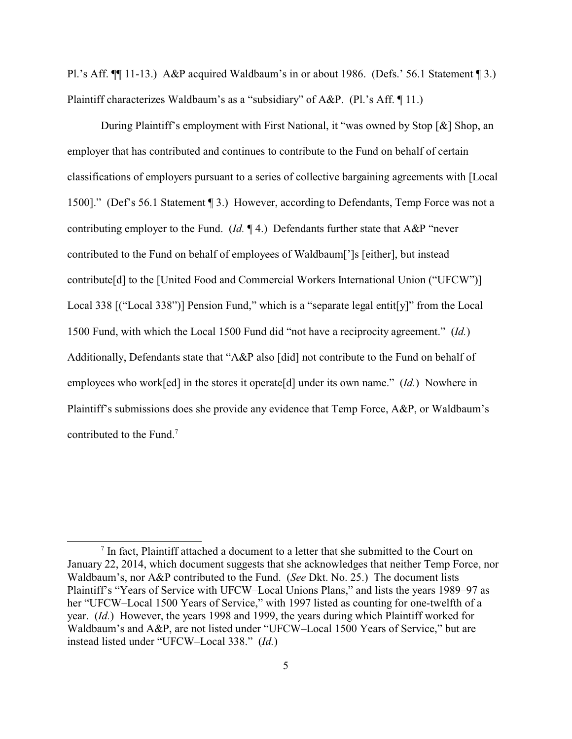Pl.'s Aff. ¶¶ 11-13.) A&P acquired Waldbaum's in or about 1986. (Defs.' 56.1 Statement ¶ 3.) Plaintiff characterizes Waldbaum's as a "subsidiary" of A&P. (Pl.'s Aff. ¶ 11.)

During Plaintiff's employment with First National, it "was owned by Stop [&] Shop, an employer that has contributed and continues to contribute to the Fund on behalf of certain classifications of employers pursuant to a series of collective bargaining agreements with [Local 1500]." (Def's 56.1 Statement ¶ 3.) However, according to Defendants, Temp Force was not a contributing employer to the Fund. (*Id.* ¶ 4.) Defendants further state that A&P "never contributed to the Fund on behalf of employees of Waldbaum[']s [either], but instead contribute[d] to the [United Food and Commercial Workers International Union ("UFCW")] Local 338 [("Local 338")] Pension Fund," which is a "separate legal entit[y]" from the Local 1500 Fund, with which the Local 1500 Fund did "not have a reciprocity agreement." (*Id.*) Additionally, Defendants state that "A&P also [did] not contribute to the Fund on behalf of employees who work[ed] in the stores it operate[d] under its own name." (*Id.*) Nowhere in Plaintiff's submissions does she provide any evidence that Temp Force, A&P, or Waldbaum's contributed to the Fund.[7]

---

[7] In fact, Plaintiff attached a document to a letter that she submitted to the Court on January 22, 2014, which document suggests that she acknowledges that neither Temp Force, nor Waldbaum's, nor A&P contributed to the Fund. (*See* Dkt. No. 25.) The document lists Plaintiff's "Years of Service with UFCW–Local Unions Plans," and lists the years 1989–97 as her "UFCW–Local 1500 Years of Service," with 1997 listed as counting for one-twelfth of a year. (*Id.*) However, the years 1998 and 1999, the years during which Plaintiff worked for Waldbaum's and A&P, are not listed under "UFCW–Local 1500 Years of Service," but are instead listed under "UFCW–Local 338." (*Id.*)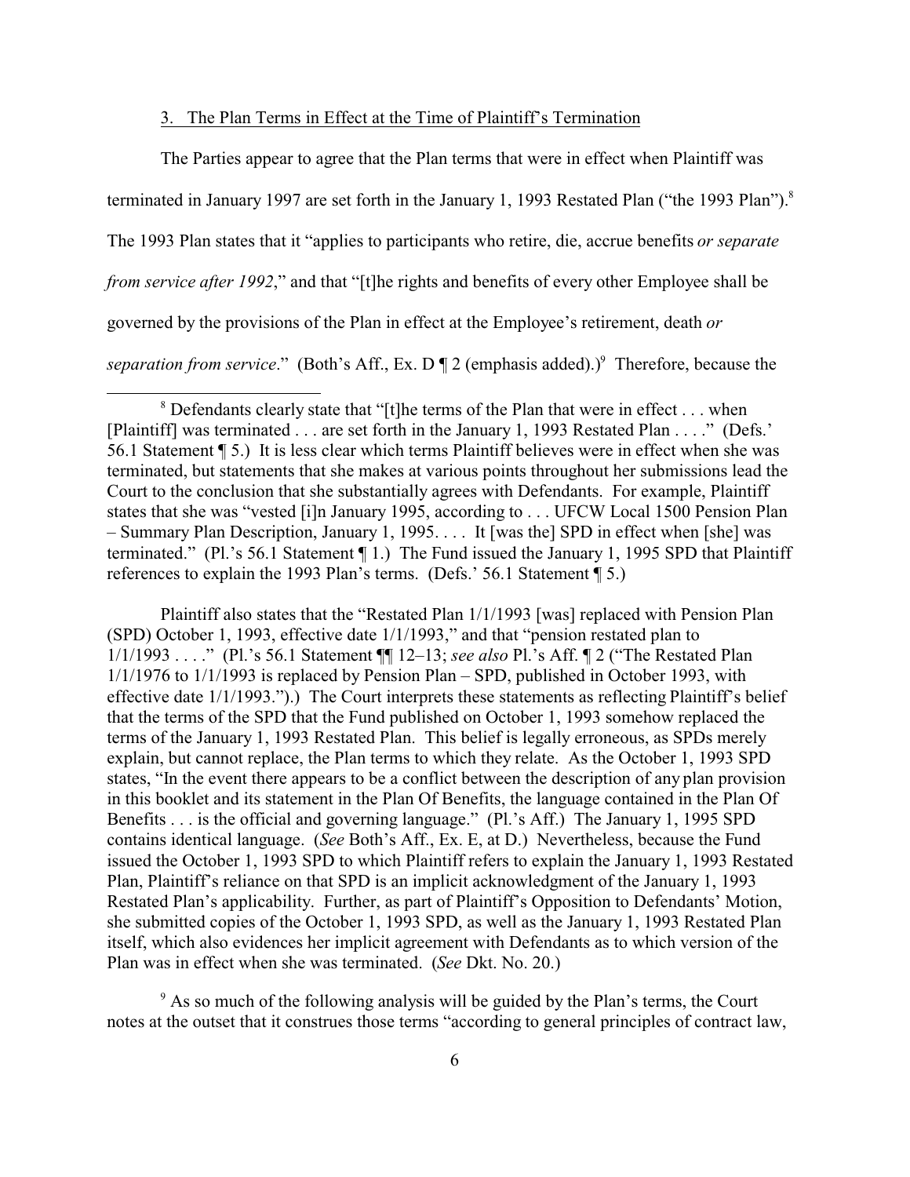3. <u>The Plan Terms in Effect at the Time of Plaintiff's Termination</u>

The Parties appear to agree that the Plan terms that were in effect when Plaintiff was terminated in January 1997 are set forth in the January 1, 1993 Restated Plan ("the 1993 Plan").[8] The 1993 Plan states that it "applies to participants who retire, die, accrue benefits *or separate from service after 1992*," and that "[t]he rights and benefits of every other Employee shall be governed by the provisions of the Plan in effect at the Employee's retirement, death *or separation from service*." (Both's Aff., Ex. D ¶ 2 (emphasis added).)[9] Therefore, because the

---

[8] Defendants clearly state that "[t]he terms of the Plan that were in effect . . . when [Plaintiff] was terminated . . . are set forth in the January 1, 1993 Restated Plan . . . ." (Defs.' 56.1 Statement ¶ 5.) It is less clear which terms Plaintiff believes were in effect when she was terminated, but statements that she makes at various points throughout her submissions lead the Court to the conclusion that she substantially agrees with Defendants. For example, Plaintiff states that she was "vested [i]n January 1995, according to . . . UFCW Local 1500 Pension Plan – Summary Plan Description, January 1, 1995. . . . It [was the] SPD in effect when [she] was terminated." (Pl.'s 56.1 Statement ¶ 1.) The Fund issued the January 1, 1995 SPD that Plaintiff references to explain the 1993 Plan's terms. (Defs.' 56.1 Statement ¶ 5.)

Plaintiff also states that the "Restated Plan 1/1/1993 [was] replaced with Pension Plan (SPD) October 1, 1993, effective date 1/1/1993," and that "pension restated plan to 1/1/1993 . . . ." (Pl.'s 56.1 Statement ¶¶ 12–13; *see also* Pl.'s Aff. ¶ 2 ("The Restated Plan 1/1/1976 to 1/1/1993 is replaced by Pension Plan – SPD, published in October 1993, with effective date 1/1/1993.").) The Court interprets these statements as reflecting Plaintiff's belief that the terms of the SPD that the Fund published on October 1, 1993 somehow replaced the terms of the January 1, 1993 Restated Plan. This belief is legally erroneous, as SPDs merely explain, but cannot replace, the Plan terms to which they relate. As the October 1, 1993 SPD states, "In the event there appears to be a conflict between the description of any plan provision in this booklet and its statement in the Plan Of Benefits, the language contained in the Plan Of Benefits . . . is the official and governing language." (Pl.'s Aff.) The January 1, 1995 SPD contains identical language. (*See* Both's Aff., Ex. E, at D.) Nevertheless, because the Fund issued the October 1, 1993 SPD to which Plaintiff refers to explain the January 1, 1993 Restated Plan, Plaintiff's reliance on that SPD is an implicit acknowledgment of the January 1, 1993 Restated Plan's applicability. Further, as part of Plaintiff's Opposition to Defendants' Motion, she submitted copies of the October 1, 1993 SPD, as well as the January 1, 1993 Restated Plan itself, which also evidences her implicit agreement with Defendants as to which version of the Plan was in effect when she was terminated. (*See* Dkt. No. 20.)

[9] As so much of the following analysis will be guided by the Plan's terms, the Court notes at the outset that it construes those terms "according to general principles of contract law,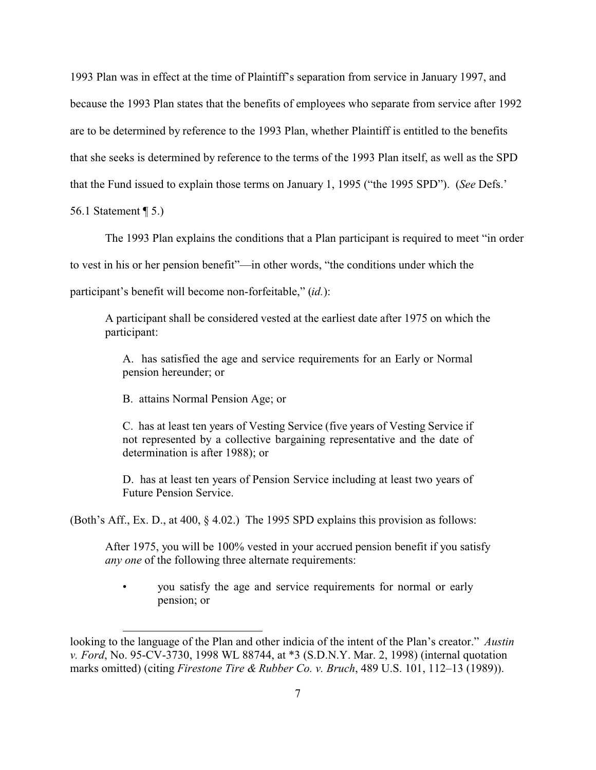1993 Plan was in effect at the time of Plaintiff's separation from service in January 1997, and because the 1993 Plan states that the benefits of employees who separate from service after 1992 are to be determined by reference to the 1993 Plan, whether Plaintiff is entitled to the benefits that she seeks is determined by reference to the terms of the 1993 Plan itself, as well as the SPD that the Fund issued to explain those terms on January 1, 1995 ("the 1995 SPD"). (*See* Defs.' 56.1 Statement ¶ 5.)

The 1993 Plan explains the conditions that a Plan participant is required to meet "in order to vest in his or her pension benefit"—in other words, "the conditions under which the participant's benefit will become non-forfeitable," (*id.*):

> A participant shall be considered vested at the earliest date after 1975 on which the participant:
>
> A. has satisfied the age and service requirements for an Early or Normal pension hereunder; or
>
> B. attains Normal Pension Age; or
>
> C. has at least ten years of Vesting Service (five years of Vesting Service if not represented by a collective bargaining representative and the date of determination is after 1988); or
>
> D. has at least ten years of Pension Service including at least two years of Future Pension Service.

(Both's Aff., Ex. D., at 400, § 4.02.) The 1995 SPD explains this provision as follows:

> After 1975, you will be 100% vested in your accrued pension benefit if you satisfy *any one* of the following three alternate requirements:
>
> - you satisfy the age and service requirements for normal or early pension; or

---

looking to the language of the Plan and other indicia of the intent of the Plan's creator." *Austin v. Ford*, No. 95-CV-3730, 1998 WL 88744, at *3 (S.D.N.Y. Mar. 2, 1998) (internal quotation marks omitted) (citing *Firestone Tire & Rubber Co. v. Bruch*, 489 U.S. 101, 112–13 (1989)).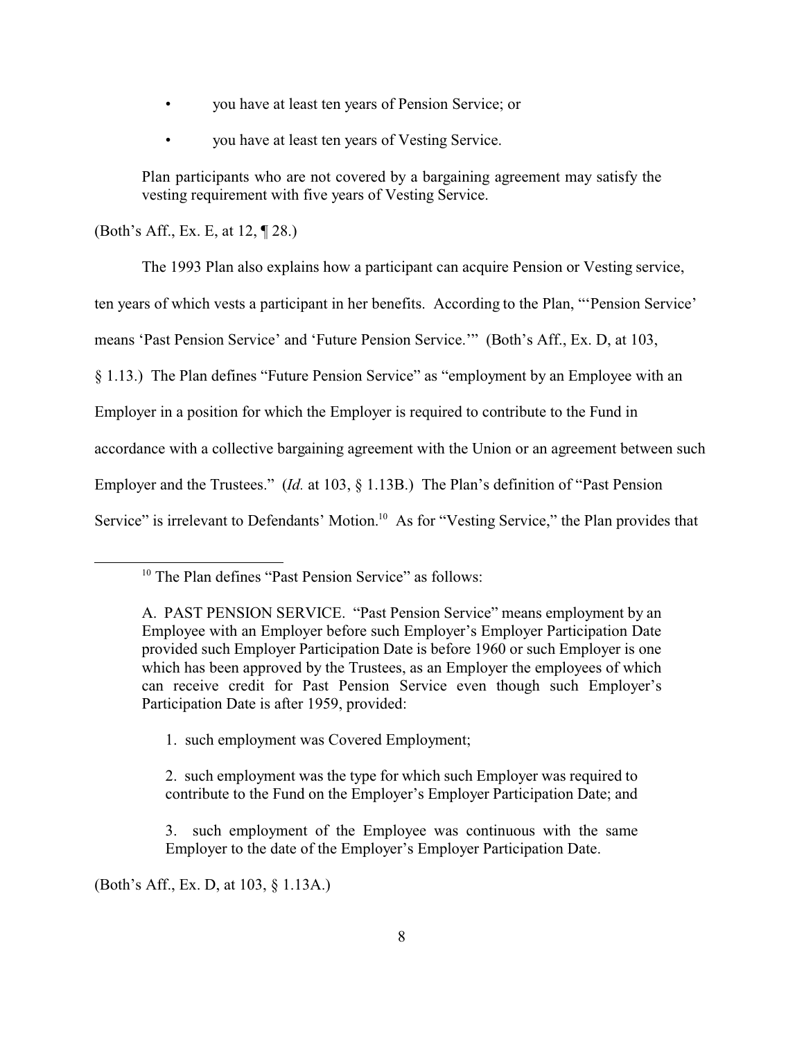> - you have at least ten years of Pension Service; or
> - you have at least ten years of Vesting Service.
>
> Plan participants who are not covered by a bargaining agreement may satisfy the vesting requirement with five years of Vesting Service.

(Both's Aff., Ex. E, at 12, ¶ 28.)

The 1993 Plan also explains how a participant can acquire Pension or Vesting service, ten years of which vests a participant in her benefits. According to the Plan, "'Pension Service' means 'Past Pension Service' and 'Future Pension Service.'" (Both's Aff., Ex. D, at 103, § 1.13.) The Plan defines "Future Pension Service" as "employment by an Employee with an Employer in a position for which the Employer is required to contribute to the Fund in accordance with a collective bargaining agreement with the Union or an agreement between such Employer and the Trustees." (*Id.* at 103, § 1.13B.) The Plan's definition of "Past Pension Service" is irrelevant to Defendants' Motion.[10] As for "Vesting Service," the Plan provides that

---

[10] The Plan defines "Past Pension Service" as follows:

> A. PAST PENSION SERVICE. "Past Pension Service" means employment by an Employee with an Employer before such Employer's Employer Participation Date provided such Employer Participation Date is before 1960 or such Employer is one which has been approved by the Trustees, as an Employer the employees of which can receive credit for Past Pension Service even though such Employer's Participation Date is after 1959, provided:
>
> 1. such employment was Covered Employment;
>
> 2. such employment was the type for which such Employer was required to contribute to the Fund on the Employer's Employer Participation Date; and
>
> 3. such employment of the Employee was continuous with the same Employer to the date of the Employer's Employer Participation Date.

(Both's Aff., Ex. D, at 103, § 1.13A.)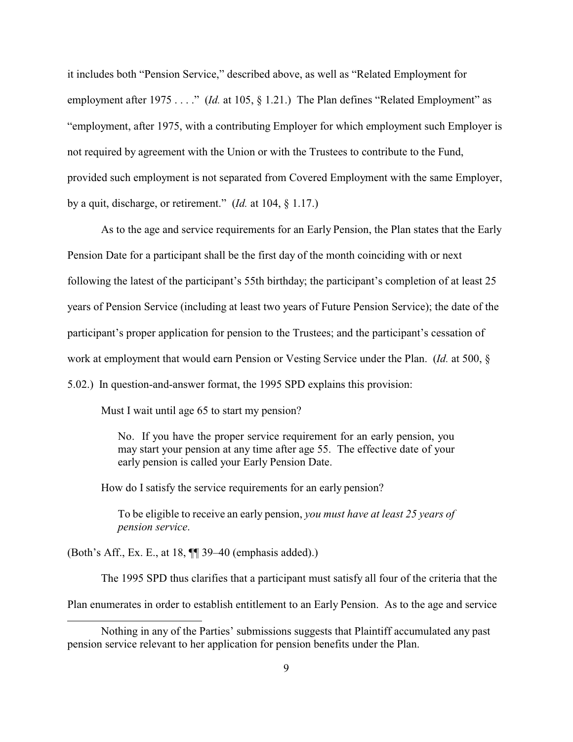it includes both "Pension Service," described above, as well as "Related Employment for employment after 1975 . . . ." (*Id.* at 105, § 1.21.) The Plan defines "Related Employment" as "employment, after 1975, with a contributing Employer for which employment such Employer is not required by agreement with the Union or with the Trustees to contribute to the Fund, provided such employment is not separated from Covered Employment with the same Employer, by a quit, discharge, or retirement." (*Id.* at 104, § 1.17.)

As to the age and service requirements for an Early Pension, the Plan states that the Early Pension Date for a participant shall be the first day of the month coinciding with or next following the latest of the participant's 55th birthday; the participant's completion of at least 25 years of Pension Service (including at least two years of Future Pension Service); the date of the participant's proper application for pension to the Trustees; and the participant's cessation of work at employment that would earn Pension or Vesting Service under the Plan. (*Id.* at 500, § 5.02.) In question-and-answer format, the 1995 SPD explains this provision:

> Must I wait until age 65 to start my pension?
>
> > No. If you have the proper service requirement for an early pension, you may start your pension at any time after age 55. The effective date of your early pension is called your Early Pension Date.
>
> How do I satisfy the service requirements for an early pension?
>
> > To be eligible to receive an early pension, *you must have at least 25 years of pension service*.

(Both's Aff., Ex. E., at 18, ¶¶ 39–40 (emphasis added).)

The 1995 SPD thus clarifies that a participant must satisfy all four of the criteria that the Plan enumerates in order to establish entitlement to an Early Pension. As to the age and service

---

Nothing in any of the Parties' submissions suggests that Plaintiff accumulated any past pension service relevant to her application for pension benefits under the Plan.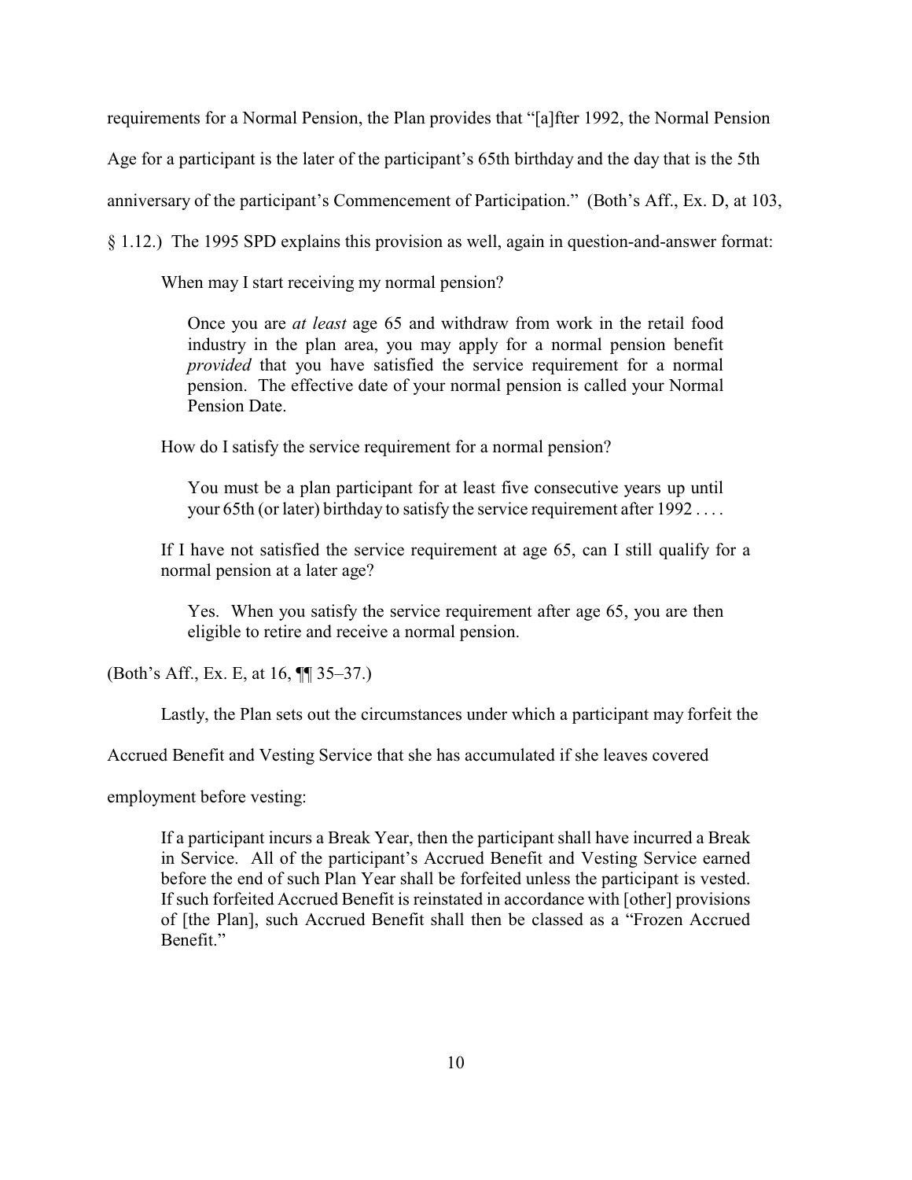requirements for a Normal Pension, the Plan provides that "[a]fter 1992, the Normal Pension Age for a participant is the later of the participant's 65th birthday and the day that is the 5th anniversary of the participant's Commencement of Participation." (Both's Aff., Ex. D, at 103, § 1.12.) The 1995 SPD explains this provision as well, again in question-and-answer format:

> When may I start receiving my normal pension?
>
> > Once you are *at least* age 65 and withdraw from work in the retail food industry in the plan area, you may apply for a normal pension benefit *provided* that you have satisfied the service requirement for a normal pension. The effective date of your normal pension is called your Normal Pension Date.
>
> How do I satisfy the service requirement for a normal pension?
>
> > You must be a plan participant for at least five consecutive years up until your 65th (or later) birthday to satisfy the service requirement after 1992 . . . .
>
> If I have not satisfied the service requirement at age 65, can I still qualify for a normal pension at a later age?
>
> > Yes. When you satisfy the service requirement after age 65, you are then eligible to retire and receive a normal pension.

(Both's Aff., Ex. E, at 16, ¶¶ 35–37.)

Lastly, the Plan sets out the circumstances under which a participant may forfeit the Accrued Benefit and Vesting Service that she has accumulated if she leaves covered employment before vesting:

> If a participant incurs a Break Year, then the participant shall have incurred a Break in Service. All of the participant's Accrued Benefit and Vesting Service earned before the end of such Plan Year shall be forfeited unless the participant is vested. If such forfeited Accrued Benefit is reinstated in accordance with [other] provisions of [the Plan], such Accrued Benefit shall then be classed as a "Frozen Accrued Benefit."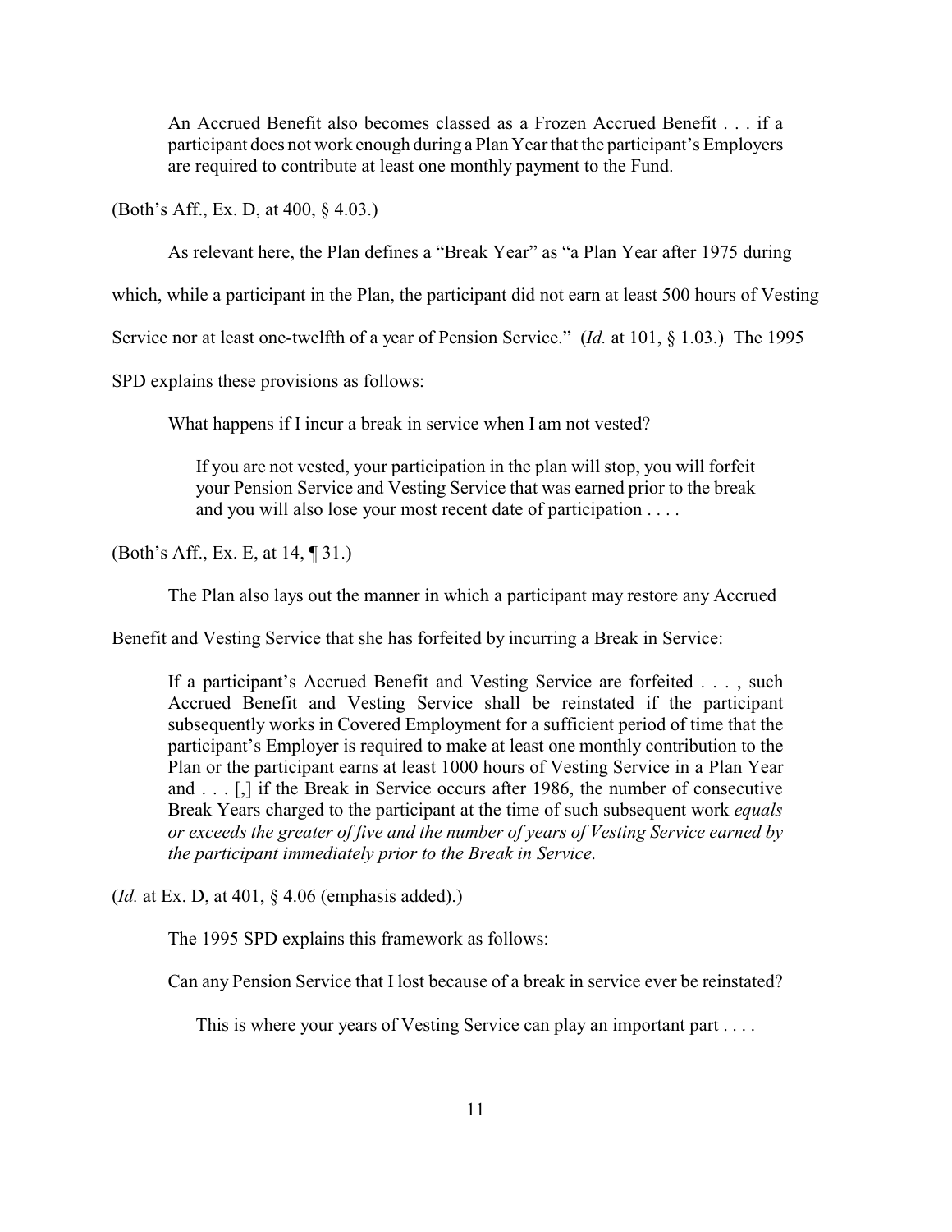> An Accrued Benefit also becomes classed as a Frozen Accrued Benefit . . . if a participant does not work enough during a Plan Year that the participant's Employers are required to contribute at least one monthly payment to the Fund.

(Both's Aff., Ex. D, at 400, § 4.03.)

As relevant here, the Plan defines a "Break Year" as "a Plan Year after 1975 during which, while a participant in the Plan, the participant did not earn at least 500 hours of Vesting Service nor at least one-twelfth of a year of Pension Service." (*Id.* at 101, § 1.03.) The 1995 SPD explains these provisions as follows:

> What happens if I incur a break in service when I am not vested?
>
> > If you are not vested, your participation in the plan will stop, you will forfeit your Pension Service and Vesting Service that was earned prior to the break and you will also lose your most recent date of participation . . . .

(Both's Aff., Ex. E, at 14, ¶ 31.)

The Plan also lays out the manner in which a participant may restore any Accrued Benefit and Vesting Service that she has forfeited by incurring a Break in Service:

> If a participant's Accrued Benefit and Vesting Service are forfeited . . . , such Accrued Benefit and Vesting Service shall be reinstated if the participant subsequently works in Covered Employment for a sufficient period of time that the participant's Employer is required to make at least one monthly contribution to the Plan or the participant earns at least 1000 hours of Vesting Service in a Plan Year and . . . [,] if the Break in Service occurs after 1986, the number of consecutive Break Years charged to the participant at the time of such subsequent work *equals or exceeds the greater of five and the number of years of Vesting Service earned by the participant immediately prior to the Break in Service.*

(*Id.* at Ex. D, at 401, § 4.06 (emphasis added).)

The 1995 SPD explains this framework as follows:

> Can any Pension Service that I lost because of a break in service ever be reinstated?
>
> > This is where your years of Vesting Service can play an important part . . . .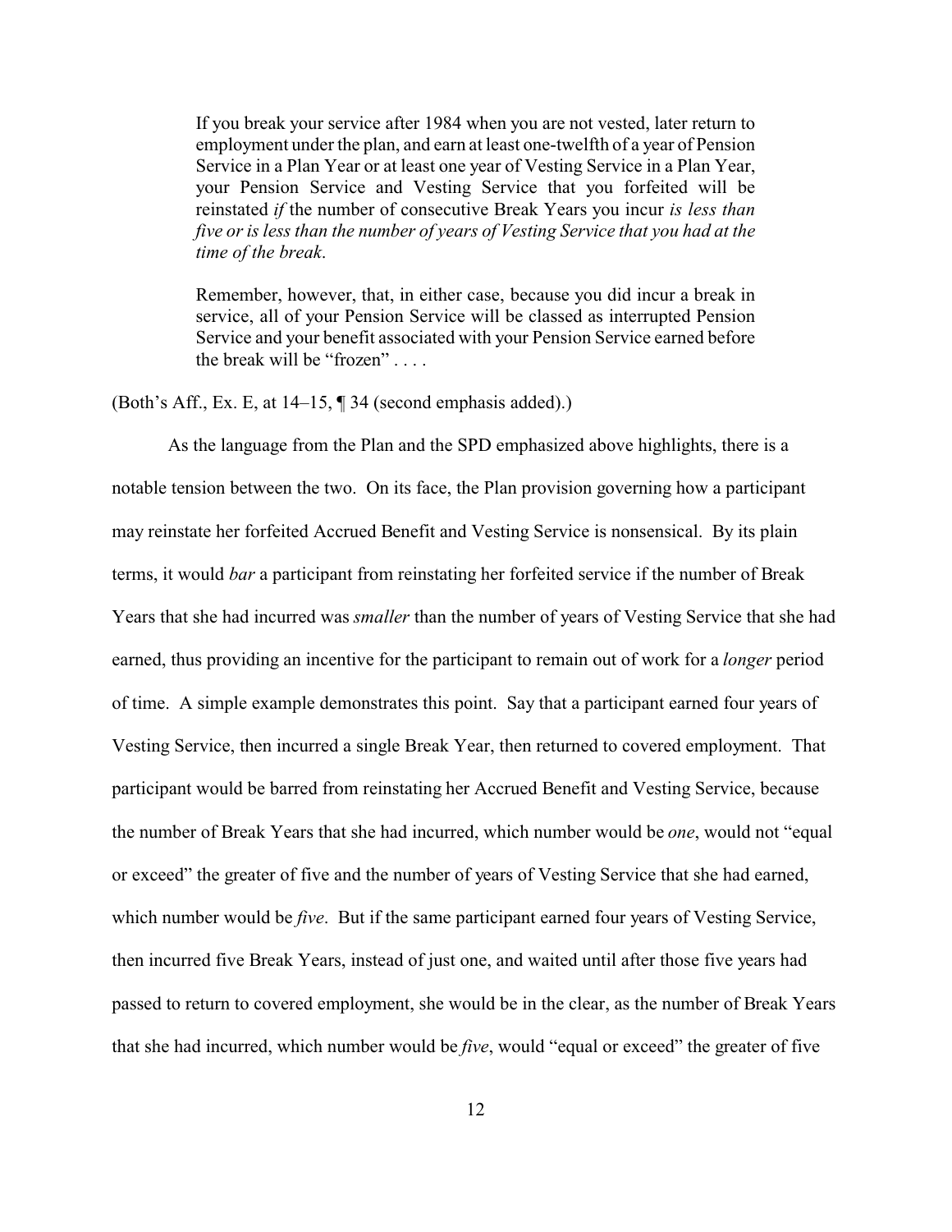> If you break your service after 1984 when you are not vested, later return to employment under the plan, and earn at least one-twelfth of a year of Pension Service in a Plan Year or at least one year of Vesting Service in a Plan Year, your Pension Service and Vesting Service that you forfeited will be reinstated *if* the number of consecutive Break Years you incur *is less than five or is less than the number of years of Vesting Service that you had at the time of the break*.
>
> Remember, however, that, in either case, because you did incur a break in service, all of your Pension Service will be classed as interrupted Pension Service and your benefit associated with your Pension Service earned before the break will be "frozen" . . . .

(Both's Aff., Ex. E, at 14–15, ¶ 34 (second emphasis added).)

As the language from the Plan and the SPD emphasized above highlights, there is a notable tension between the two. On its face, the Plan provision governing how a participant may reinstate her forfeited Accrued Benefit and Vesting Service is nonsensical. By its plain terms, it would *bar* a participant from reinstating her forfeited service if the number of Break Years that she had incurred was *smaller* than the number of years of Vesting Service that she had earned, thus providing an incentive for the participant to remain out of work for a *longer* period of time. A simple example demonstrates this point. Say that a participant earned four years of Vesting Service, then incurred a single Break Year, then returned to covered employment. That participant would be barred from reinstating her Accrued Benefit and Vesting Service, because the number of Break Years that she had incurred, which number would be *one*, would not "equal or exceed" the greater of five and the number of years of Vesting Service that she had earned, which number would be *five*. But if the same participant earned four years of Vesting Service, then incurred five Break Years, instead of just one, and waited until after those five years had passed to return to covered employment, she would be in the clear, as the number of Break Years that she had incurred, which number would be *five*, would "equal or exceed" the greater of five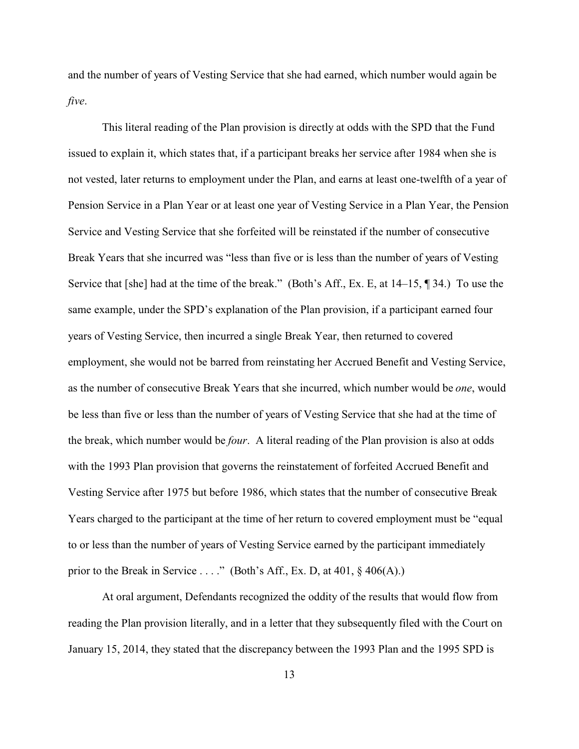and the number of years of Vesting Service that she had earned, which number would again be *five*.

This literal reading of the Plan provision is directly at odds with the SPD that the Fund issued to explain it, which states that, if a participant breaks her service after 1984 when she is not vested, later returns to employment under the Plan, and earns at least one-twelfth of a year of Pension Service in a Plan Year or at least one year of Vesting Service in a Plan Year, the Pension Service and Vesting Service that she forfeited will be reinstated if the number of consecutive Break Years that she incurred was "less than five or is less than the number of years of Vesting Service that [she] had at the time of the break." (Both's Aff., Ex. E, at 14–15, ¶ 34.) To use the same example, under the SPD's explanation of the Plan provision, if a participant earned four years of Vesting Service, then incurred a single Break Year, then returned to covered employment, she would not be barred from reinstating her Accrued Benefit and Vesting Service, as the number of consecutive Break Years that she incurred, which number would be *one*, would be less than five or less than the number of years of Vesting Service that she had at the time of the break, which number would be *four*. A literal reading of the Plan provision is also at odds with the 1993 Plan provision that governs the reinstatement of forfeited Accrued Benefit and Vesting Service after 1975 but before 1986, which states that the number of consecutive Break Years charged to the participant at the time of her return to covered employment must be "equal to or less than the number of years of Vesting Service earned by the participant immediately prior to the Break in Service . . . ." (Both's Aff., Ex. D, at 401, § 406(A).)

At oral argument, Defendants recognized the oddity of the results that would flow from reading the Plan provision literally, and in a letter that they subsequently filed with the Court on January 15, 2014, they stated that the discrepancy between the 1993 Plan and the 1995 SPD is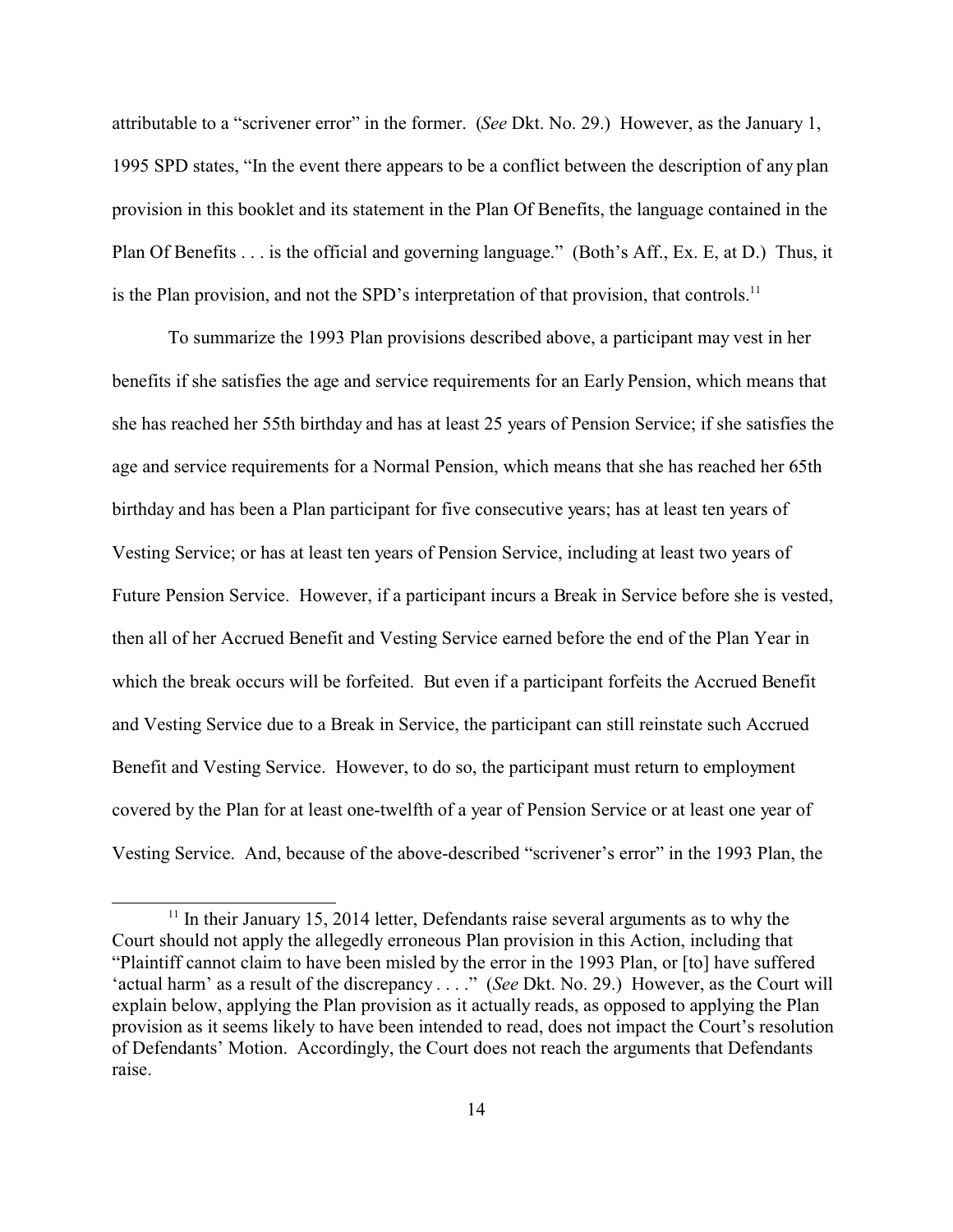attributable to a "scrivener error" in the former. (*See* Dkt. No. 29.) However, as the January 1, 1995 SPD states, "In the event there appears to be a conflict between the description of any plan provision in this booklet and its statement in the Plan Of Benefits, the language contained in the Plan Of Benefits . . . is the official and governing language." (Both's Aff., Ex. E, at D.) Thus, it is the Plan provision, and not the SPD's interpretation of that provision, that controls.[11]

To summarize the 1993 Plan provisions described above, a participant may vest in her benefits if she satisfies the age and service requirements for an Early Pension, which means that she has reached her 55th birthday and has at least 25 years of Pension Service; if she satisfies the age and service requirements for a Normal Pension, which means that she has reached her 65th birthday and has been a Plan participant for five consecutive years; has at least ten years of Vesting Service; or has at least ten years of Pension Service, including at least two years of Future Pension Service. However, if a participant incurs a Break in Service before she is vested, then all of her Accrued Benefit and Vesting Service earned before the end of the Plan Year in which the break occurs will be forfeited. But even if a participant forfeits the Accrued Benefit and Vesting Service due to a Break in Service, the participant can still reinstate such Accrued Benefit and Vesting Service. However, to do so, the participant must return to employment covered by the Plan for at least one-twelfth of a year of Pension Service or at least one year of Vesting Service. And, because of the above-described "scrivener's error" in the 1993 Plan, the

[11] In their January 15, 2014 letter, Defendants raise several arguments as to why the Court should not apply the allegedly erroneous Plan provision in this Action, including that "Plaintiff cannot claim to have been misled by the error in the 1993 Plan, or [to] have suffered 'actual harm' as a result of the discrepancy . . . ." (*See* Dkt. No. 29.) However, as the Court will explain below, applying the Plan provision as it actually reads, as opposed to applying the Plan provision as it seems likely to have been intended to read, does not impact the Court's resolution of Defendants' Motion. Accordingly, the Court does not reach the arguments that Defendants raise.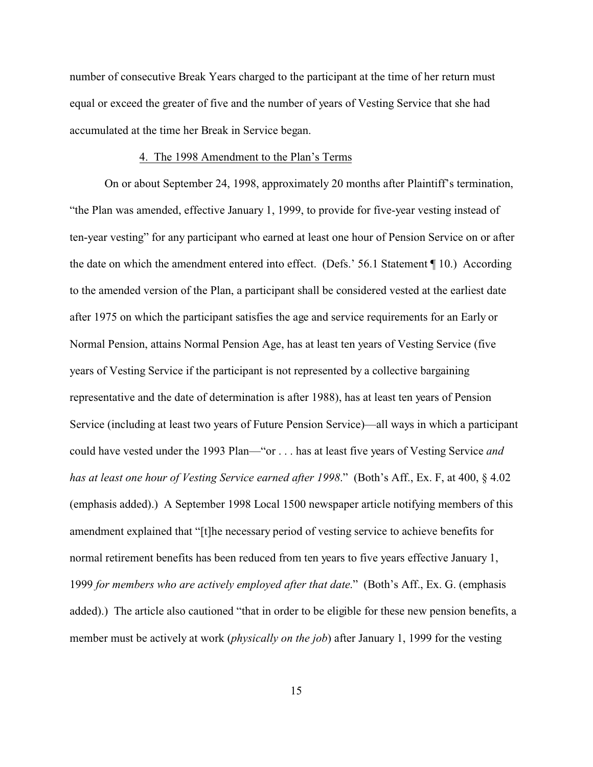number of consecutive Break Years charged to the participant at the time of her return must equal or exceed the greater of five and the number of years of Vesting Service that she had accumulated at the time her Break in Service began.

### 4. The 1998 Amendment to the Plan's Terms

On or about September 24, 1998, approximately 20 months after Plaintiff's termination, "the Plan was amended, effective January 1, 1999, to provide for five-year vesting instead of ten-year vesting" for any participant who earned at least one hour of Pension Service on or after the date on which the amendment entered into effect. (Defs.' 56.1 Statement ¶ 10.) According to the amended version of the Plan, a participant shall be considered vested at the earliest date after 1975 on which the participant satisfies the age and service requirements for an Early or Normal Pension, attains Normal Pension Age, has at least ten years of Vesting Service (five years of Vesting Service if the participant is not represented by a collective bargaining representative and the date of determination is after 1988), has at least ten years of Pension Service (including at least two years of Future Pension Service)—all ways in which a participant could have vested under the 1993 Plan—"or . . . has at least five years of Vesting Service *and has at least one hour of Vesting Service earned after 1998*." (Both's Aff., Ex. F, at 400, § 4.02 (emphasis added).) A September 1998 Local 1500 newspaper article notifying members of this amendment explained that "[t]he necessary period of vesting service to achieve benefits for normal retirement benefits has been reduced from ten years to five years effective January 1, 1999 *for members who are actively employed after that date*." (Both's Aff., Ex. G. (emphasis added).) The article also cautioned "that in order to be eligible for these new pension benefits, a member must be actively at work (*physically on the job*) after January 1, 1999 for the vesting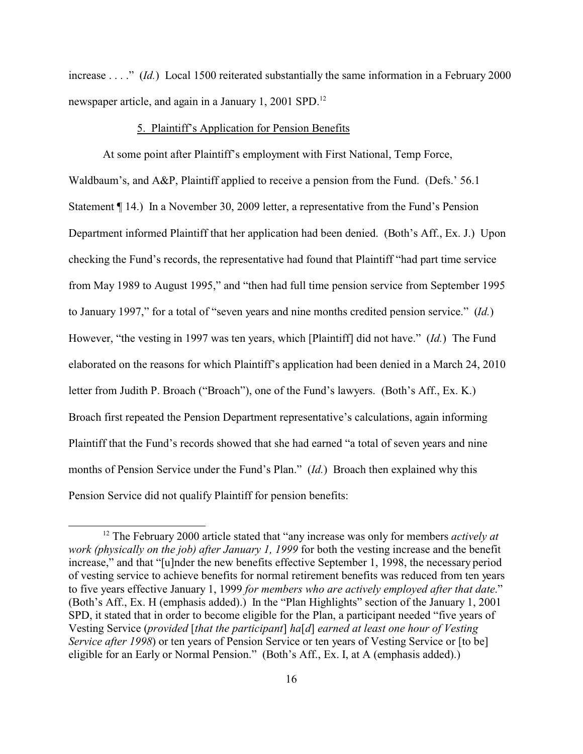increase . . . ." (*Id.*) Local 1500 reiterated substantially the same information in a February 2000 newspaper article, and again in a January 1, 2001 SPD.[12]

5. Plaintiff's Application for Pension Benefits

At some point after Plaintiff's employment with First National, Temp Force, Waldbaum's, and A&P, Plaintiff applied to receive a pension from the Fund. (Defs.' 56.1 Statement ¶ 14.) In a November 30, 2009 letter, a representative from the Fund's Pension Department informed Plaintiff that her application had been denied. (Both's Aff., Ex. J.) Upon checking the Fund's records, the representative had found that Plaintiff "had part time service from May 1989 to August 1995," and "then had full time pension service from September 1995 to January 1997," for a total of "seven years and nine months credited pension service." (*Id.*) However, "the vesting in 1997 was ten years, which [Plaintiff] did not have." (*Id.*) The Fund elaborated on the reasons for which Plaintiff's application had been denied in a March 24, 2010 letter from Judith P. Broach ("Broach"), one of the Fund's lawyers. (Both's Aff., Ex. K.) Broach first repeated the Pension Department representative's calculations, again informing Plaintiff that the Fund's records showed that she had earned "a total of seven years and nine months of Pension Service under the Fund's Plan." (*Id.*) Broach then explained why this Pension Service did not qualify Plaintiff for pension benefits:

---

[12] The February 2000 article stated that "any increase was only for members *actively at work (physically on the job) after January 1, 1999* for both the vesting increase and the benefit increase," and that "[u]nder the new benefits effective September 1, 1998, the necessary period of vesting service to achieve benefits for normal retirement benefits was reduced from ten years to five years effective January 1, 1999 *for members who are actively employed after that date*." (Both's Aff., Ex. H (emphasis added).) In the "Plan Highlights" section of the January 1, 2001 SPD, it stated that in order to become eligible for the Plan, a participant needed "five years of Vesting Service (*provided* [*that the participant*] *ha*[*d*] *earned at least one hour of Vesting Service after 1998*) or ten years of Pension Service or ten years of Vesting Service or [to be] eligible for an Early or Normal Pension." (Both's Aff., Ex. I, at A (emphasis added).)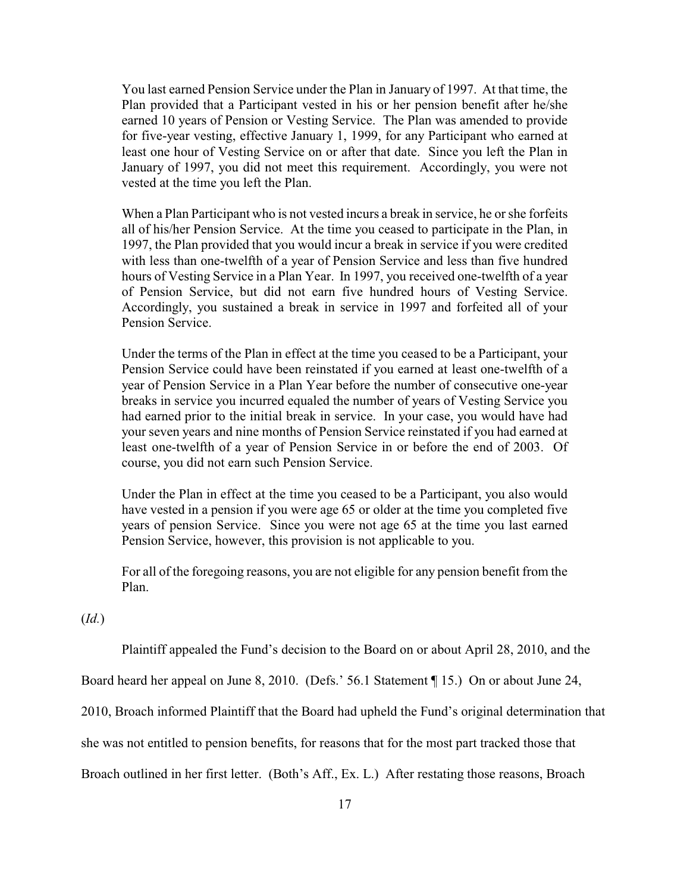> You last earned Pension Service under the Plan in January of 1997. At that time, the Plan provided that a Participant vested in his or her pension benefit after he/she earned 10 years of Pension or Vesting Service. The Plan was amended to provide for five-year vesting, effective January 1, 1999, for any Participant who earned at least one hour of Vesting Service on or after that date. Since you left the Plan in January of 1997, you did not meet this requirement. Accordingly, you were not vested at the time you left the Plan.
>
> When a Plan Participant who is not vested incurs a break in service, he or she forfeits all of his/her Pension Service. At the time you ceased to participate in the Plan, in 1997, the Plan provided that you would incur a break in service if you were credited with less than one-twelfth of a year of Pension Service and less than five hundred hours of Vesting Service in a Plan Year. In 1997, you received one-twelfth of a year of Pension Service, but did not earn five hundred hours of Vesting Service. Accordingly, you sustained a break in service in 1997 and forfeited all of your Pension Service.
>
> Under the terms of the Plan in effect at the time you ceased to be a Participant, your Pension Service could have been reinstated if you earned at least one-twelfth of a year of Pension Service in a Plan Year before the number of consecutive one-year breaks in service you incurred equaled the number of years of Vesting Service you had earned prior to the initial break in service. In your case, you would have had your seven years and nine months of Pension Service reinstated if you had earned at least one-twelfth of a year of Pension Service in or before the end of 2003. Of course, you did not earn such Pension Service.
>
> Under the Plan in effect at the time you ceased to be a Participant, you also would have vested in a pension if you were age 65 or older at the time you completed five years of pension Service. Since you were not age 65 at the time you last earned Pension Service, however, this provision is not applicable to you.
>
> For all of the foregoing reasons, you are not eligible for any pension benefit from the Plan.

(*Id.*)

Plaintiff appealed the Fund's decision to the Board on or about April 28, 2010, and the Board heard her appeal on June 8, 2010. (Defs.' 56.1 Statement ¶ 15.) On or about June 24, 2010, Broach informed Plaintiff that the Board had upheld the Fund's original determination that she was not entitled to pension benefits, for reasons that for the most part tracked those that Broach outlined in her first letter. (Both's Aff., Ex. L.) After restating those reasons, Broach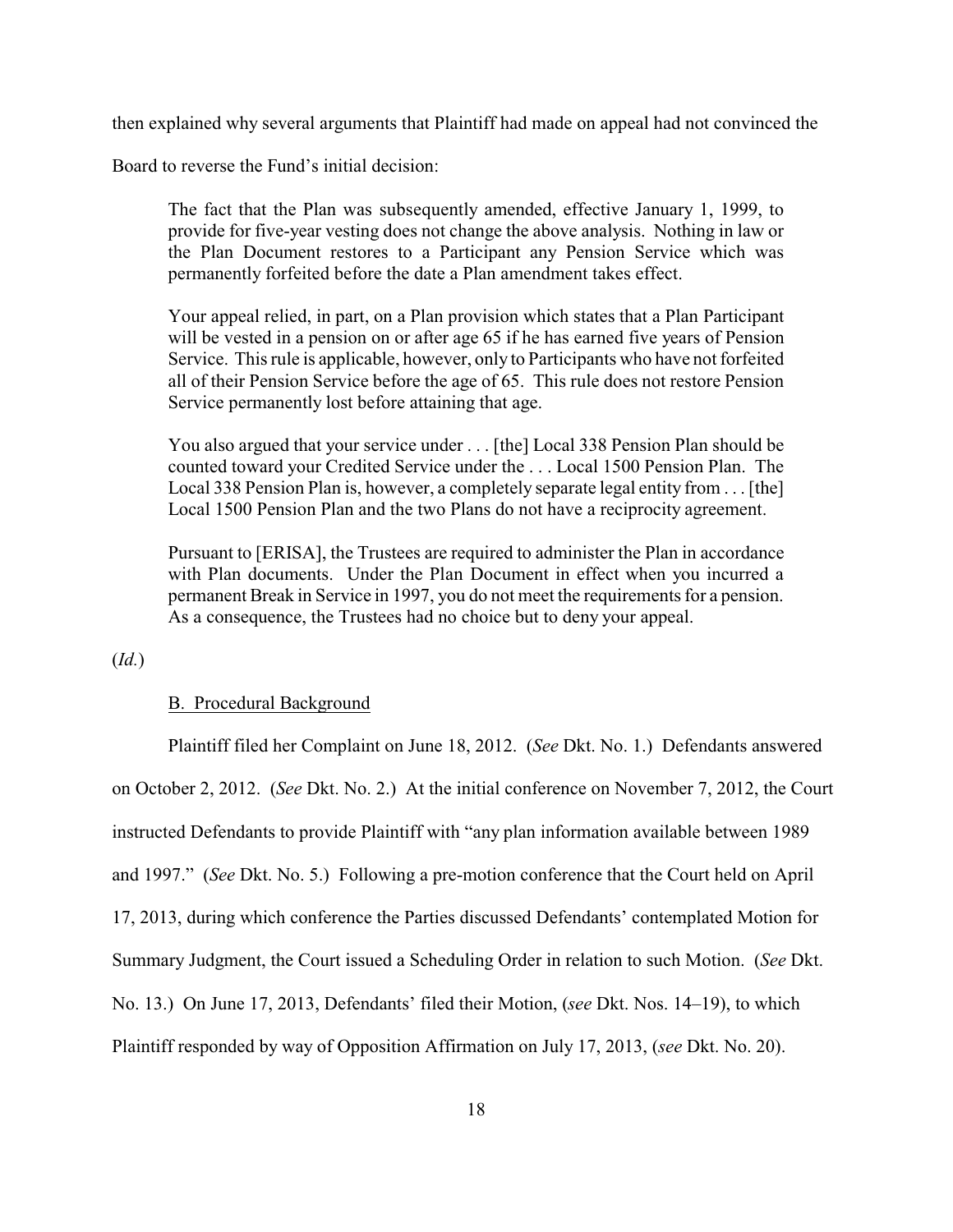then explained why several arguments that Plaintiff had made on appeal had not convinced the Board to reverse the Fund's initial decision:

> The fact that the Plan was subsequently amended, effective January 1, 1999, to provide for five-year vesting does not change the above analysis. Nothing in law or the Plan Document restores to a Participant any Pension Service which was permanently forfeited before the date a Plan amendment takes effect.
>
> Your appeal relied, in part, on a Plan provision which states that a Plan Participant will be vested in a pension on or after age 65 if he has earned five years of Pension Service. This rule is applicable, however, only to Participants who have not forfeited all of their Pension Service before the age of 65. This rule does not restore Pension Service permanently lost before attaining that age.
>
> You also argued that your service under . . . [the] Local 338 Pension Plan should be counted toward your Credited Service under the . . . Local 1500 Pension Plan. The Local 338 Pension Plan is, however, a completely separate legal entity from . . . [the] Local 1500 Pension Plan and the two Plans do not have a reciprocity agreement.
>
> Pursuant to [ERISA], the Trustees are required to administer the Plan in accordance with Plan documents. Under the Plan Document in effect when you incurred a permanent Break in Service in 1997, you do not meet the requirements for a pension. As a consequence, the Trustees had no choice but to deny your appeal.

(*Id.*)

B. Procedural Background

Plaintiff filed her Complaint on June 18, 2012. (*See* Dkt. No. 1.) Defendants answered on October 2, 2012. (*See* Dkt. No. 2.) At the initial conference on November 7, 2012, the Court instructed Defendants to provide Plaintiff with "any plan information available between 1989 and 1997." (*See* Dkt. No. 5.) Following a pre-motion conference that the Court held on April 17, 2013, during which conference the Parties discussed Defendants' contemplated Motion for Summary Judgment, the Court issued a Scheduling Order in relation to such Motion. (*See* Dkt. No. 13.) On June 17, 2013, Defendants' filed their Motion, (*see* Dkt. Nos. 14–19), to which Plaintiff responded by way of Opposition Affirmation on July 17, 2013, (*see* Dkt. No. 20).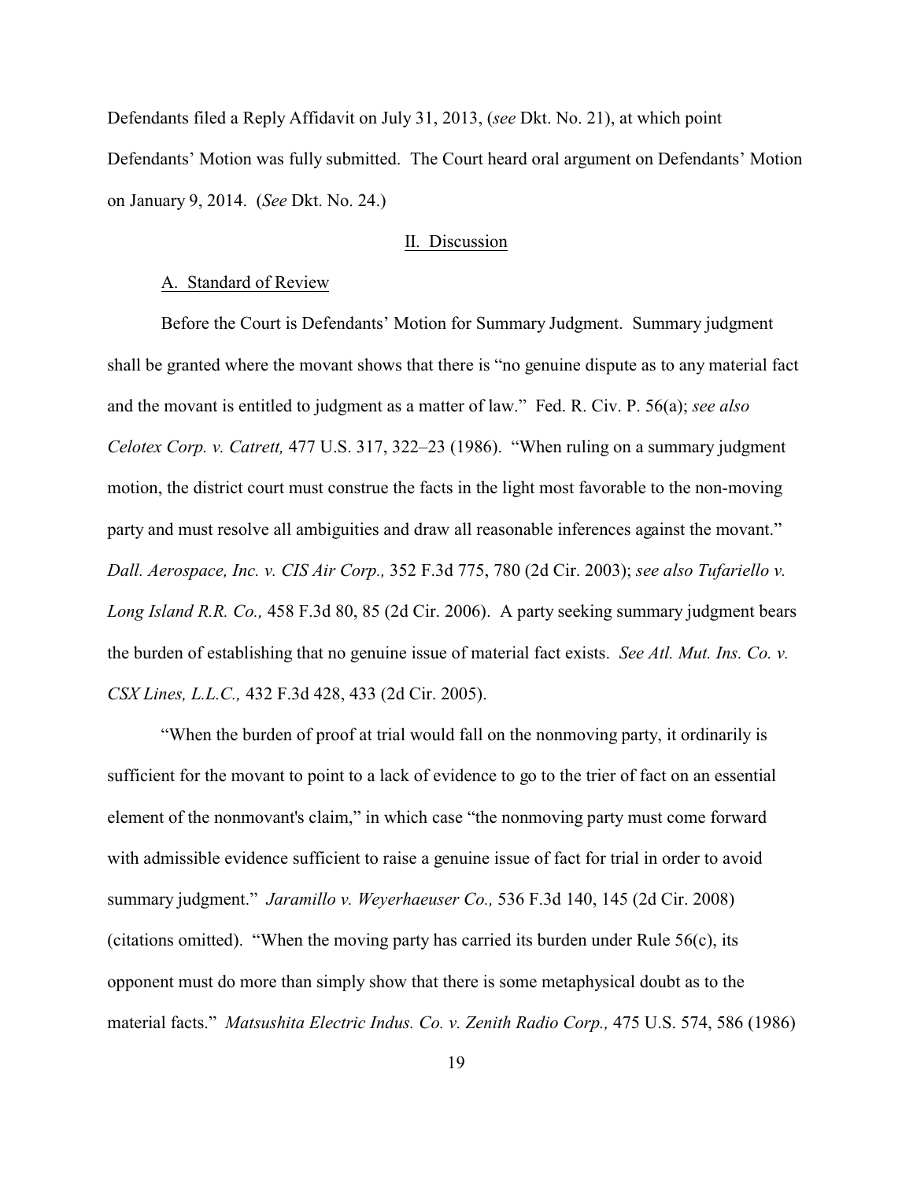Defendants filed a Reply Affidavit on July 31, 2013, (*see* Dkt. No. 21), at which point Defendants' Motion was fully submitted. The Court heard oral argument on Defendants' Motion on January 9, 2014. (*See* Dkt. No. 24.)

## II. Discussion

### A. Standard of Review

Before the Court is Defendants' Motion for Summary Judgment. Summary judgment shall be granted where the movant shows that there is "no genuine dispute as to any material fact and the movant is entitled to judgment as a matter of law." Fed. R. Civ. P. 56(a); *see also Celotex Corp. v. Catrett,* 477 U.S. 317, 322–23 (1986). "When ruling on a summary judgment motion, the district court must construe the facts in the light most favorable to the non-moving party and must resolve all ambiguities and draw all reasonable inferences against the movant." *Dall. Aerospace, Inc. v. CIS Air Corp.,* 352 F.3d 775, 780 (2d Cir. 2003); *see also Tufariello v. Long Island R.R. Co.,* 458 F.3d 80, 85 (2d Cir. 2006). A party seeking summary judgment bears the burden of establishing that no genuine issue of material fact exists. *See Atl. Mut. Ins. Co. v. CSX Lines, L.L.C.,* 432 F.3d 428, 433 (2d Cir. 2005).

"When the burden of proof at trial would fall on the nonmoving party, it ordinarily is sufficient for the movant to point to a lack of evidence to go to the trier of fact on an essential element of the nonmovant's claim," in which case "the nonmoving party must come forward with admissible evidence sufficient to raise a genuine issue of fact for trial in order to avoid summary judgment." *Jaramillo v. Weyerhaeuser Co.,* 536 F.3d 140, 145 (2d Cir. 2008) (citations omitted). "When the moving party has carried its burden under Rule 56(c), its opponent must do more than simply show that there is some metaphysical doubt as to the material facts." *Matsushita Electric Indus. Co. v. Zenith Radio Corp.,* 475 U.S. 574, 586 (1986)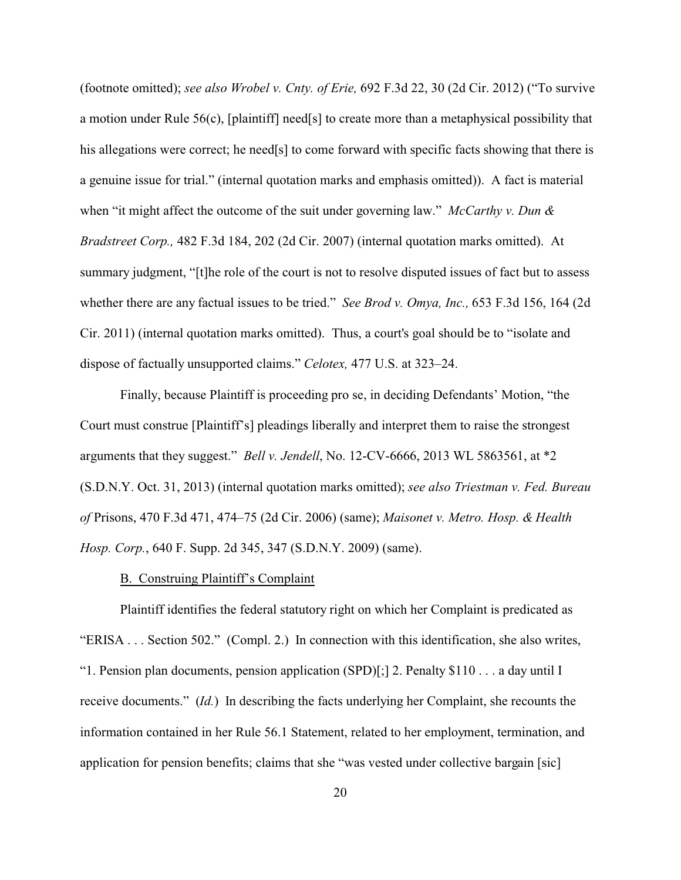(footnote omitted); *see also Wrobel v. Cnty. of Erie,* 692 F.3d 22, 30 (2d Cir. 2012) ("To survive a motion under Rule 56(c), [plaintiff] need[s] to create more than a metaphysical possibility that his allegations were correct; he need[s] to come forward with specific facts showing that there is a genuine issue for trial." (internal quotation marks and emphasis omitted)). A fact is material when "it might affect the outcome of the suit under governing law." *McCarthy v. Dun & Bradstreet Corp.,* 482 F.3d 184, 202 (2d Cir. 2007) (internal quotation marks omitted). At summary judgment, "[t]he role of the court is not to resolve disputed issues of fact but to assess whether there are any factual issues to be tried." *See Brod v. Omya, Inc.,* 653 F.3d 156, 164 (2d Cir. 2011) (internal quotation marks omitted). Thus, a court's goal should be to "isolate and dispose of factually unsupported claims." *Celotex,* 477 U.S. at 323–24.

Finally, because Plaintiff is proceeding pro se, in deciding Defendants' Motion, "the Court must construe [Plaintiff's] pleadings liberally and interpret them to raise the strongest arguments that they suggest." *Bell v. Jendell*, No. 12-CV-6666, 2013 WL 5863561, at *2 (S.D.N.Y. Oct. 31, 2013) (internal quotation marks omitted); *see also Triestman v. Fed. Bureau of* Prisons, 470 F.3d 471, 474–75 (2d Cir. 2006) (same); *Maisonet v. Metro. Hosp. & Health Hosp. Corp.*, 640 F. Supp. 2d 345, 347 (S.D.N.Y. 2009) (same).

B. Construing Plaintiff's Complaint

Plaintiff identifies the federal statutory right on which her Complaint is predicated as "ERISA . . . Section 502." (Compl. 2.) In connection with this identification, she also writes, "1. Pension plan documents, pension application (SPD)[;] 2. Penalty $110 . . . a day until I receive documents." (*Id.*) In describing the facts underlying her Complaint, she recounts the information contained in her Rule 56.1 Statement, related to her employment, termination, and application for pension benefits; claims that she "was vested under collective bargain [sic]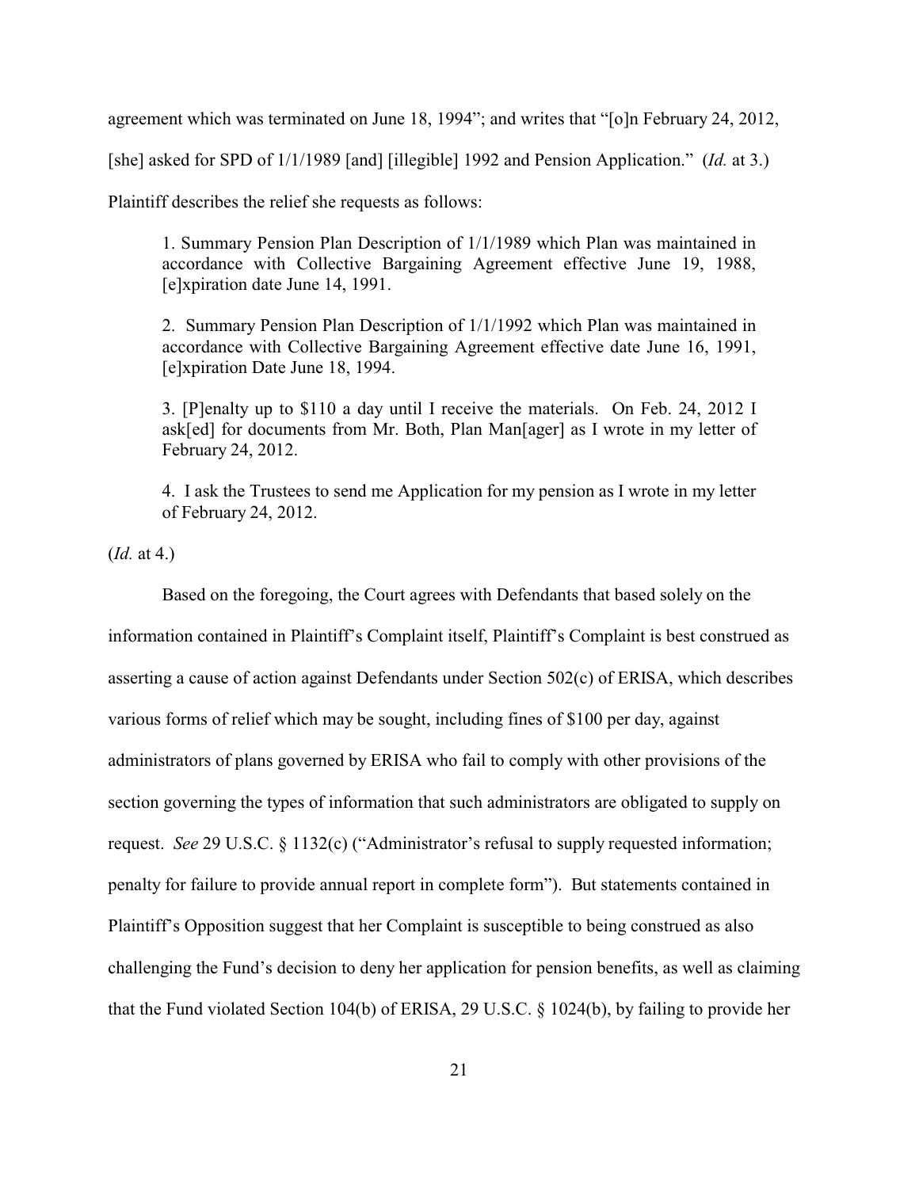agreement which was terminated on June 18, 1994"; and writes that "[o]n February 24, 2012, [she] asked for SPD of 1/1/1989 [and] [illegible] 1992 and Pension Application." (*Id.* at 3.) Plaintiff describes the relief she requests as follows:

> 1. Summary Pension Plan Description of 1/1/1989 which Plan was maintained in accordance with Collective Bargaining Agreement effective June 19, 1988, [e]xpiration date June 14, 1991.
>
> 2. Summary Pension Plan Description of 1/1/1992 which Plan was maintained in accordance with Collective Bargaining Agreement effective date June 16, 1991, [e]xpiration Date June 18, 1994.
>
> 3. [P]enalty up to $110 a day until I receive the materials. On Feb. 24, 2012 I ask[ed] for documents from Mr. Both, Plan Man[ager] as I wrote in my letter of February 24, 2012.
>
> 4. I ask the Trustees to send me Application for my pension as I wrote in my letter of February 24, 2012.

(*Id.* at 4.)

Based on the foregoing, the Court agrees with Defendants that based solely on the information contained in Plaintiff's Complaint itself, Plaintiff's Complaint is best construed as asserting a cause of action against Defendants under Section 502(c) of ERISA, which describes various forms of relief which may be sought, including fines of $100 per day, against administrators of plans governed by ERISA who fail to comply with other provisions of the section governing the types of information that such administrators are obligated to supply on request. *See* 29 U.S.C. § 1132(c) ("Administrator's refusal to supply requested information; penalty for failure to provide annual report in complete form"). But statements contained in Plaintiff's Opposition suggest that her Complaint is susceptible to being construed as also challenging the Fund's decision to deny her application for pension benefits, as well as claiming that the Fund violated Section 104(b) of ERISA, 29 U.S.C. § 1024(b), by failing to provide her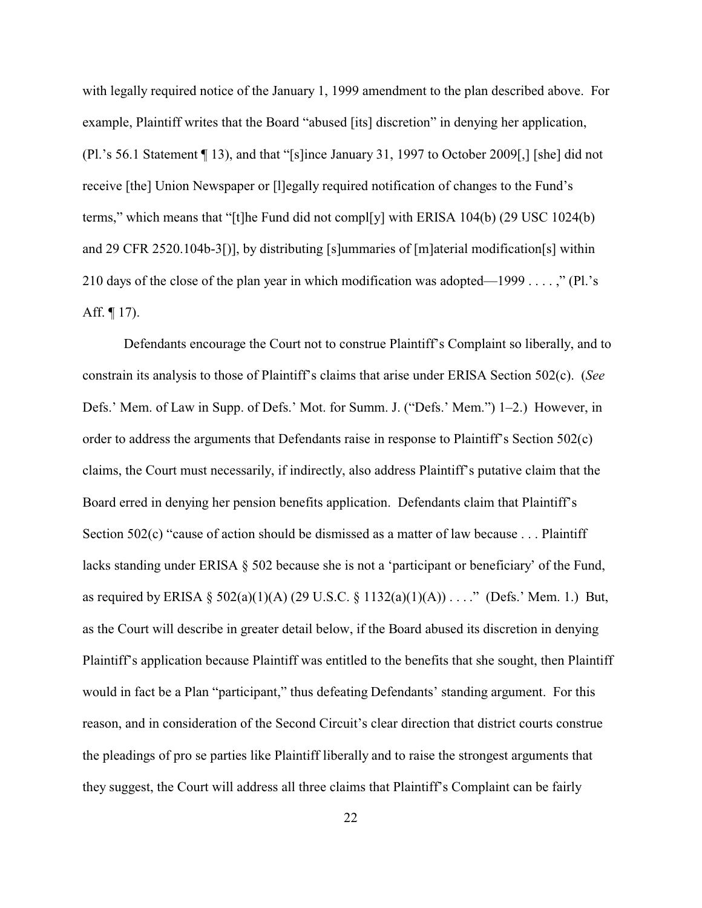with legally required notice of the January 1, 1999 amendment to the plan described above. For example, Plaintiff writes that the Board "abused [its] discretion" in denying her application, (Pl.'s 56.1 Statement ¶ 13), and that "[s]ince January 31, 1997 to October 2009[,] [she] did not receive [the] Union Newspaper or [l]egally required notification of changes to the Fund's terms," which means that "[t]he Fund did not compl[y] with ERISA 104(b) (29 USC 1024(b) and 29 CFR 2520.104b-3[)], by distributing [s]ummaries of [m]aterial modification[s] within 210 days of the close of the plan year in which modification was adopted—1999 . . . ," (Pl.'s Aff. ¶ 17).

Defendants encourage the Court not to construe Plaintiff's Complaint so liberally, and to constrain its analysis to those of Plaintiff's claims that arise under ERISA Section 502(c). (*See* Defs.' Mem. of Law in Supp. of Defs.' Mot. for Summ. J. ("Defs.' Mem.") 1–2.) However, in order to address the arguments that Defendants raise in response to Plaintiff's Section 502(c) claims, the Court must necessarily, if indirectly, also address Plaintiff's putative claim that the Board erred in denying her pension benefits application. Defendants claim that Plaintiff's Section 502(c) "cause of action should be dismissed as a matter of law because . . . Plaintiff lacks standing under ERISA § 502 because she is not a 'participant or beneficiary' of the Fund, as required by ERISA § 502(a)(1)(A) (29 U.S.C. § 1132(a)(1)(A)) . . . ." (Defs.' Mem. 1.) But, as the Court will describe in greater detail below, if the Board abused its discretion in denying Plaintiff's application because Plaintiff was entitled to the benefits that she sought, then Plaintiff would in fact be a Plan "participant," thus defeating Defendants' standing argument. For this reason, and in consideration of the Second Circuit's clear direction that district courts construe the pleadings of pro se parties like Plaintiff liberally and to raise the strongest arguments that they suggest, the Court will address all three claims that Plaintiff's Complaint can be fairly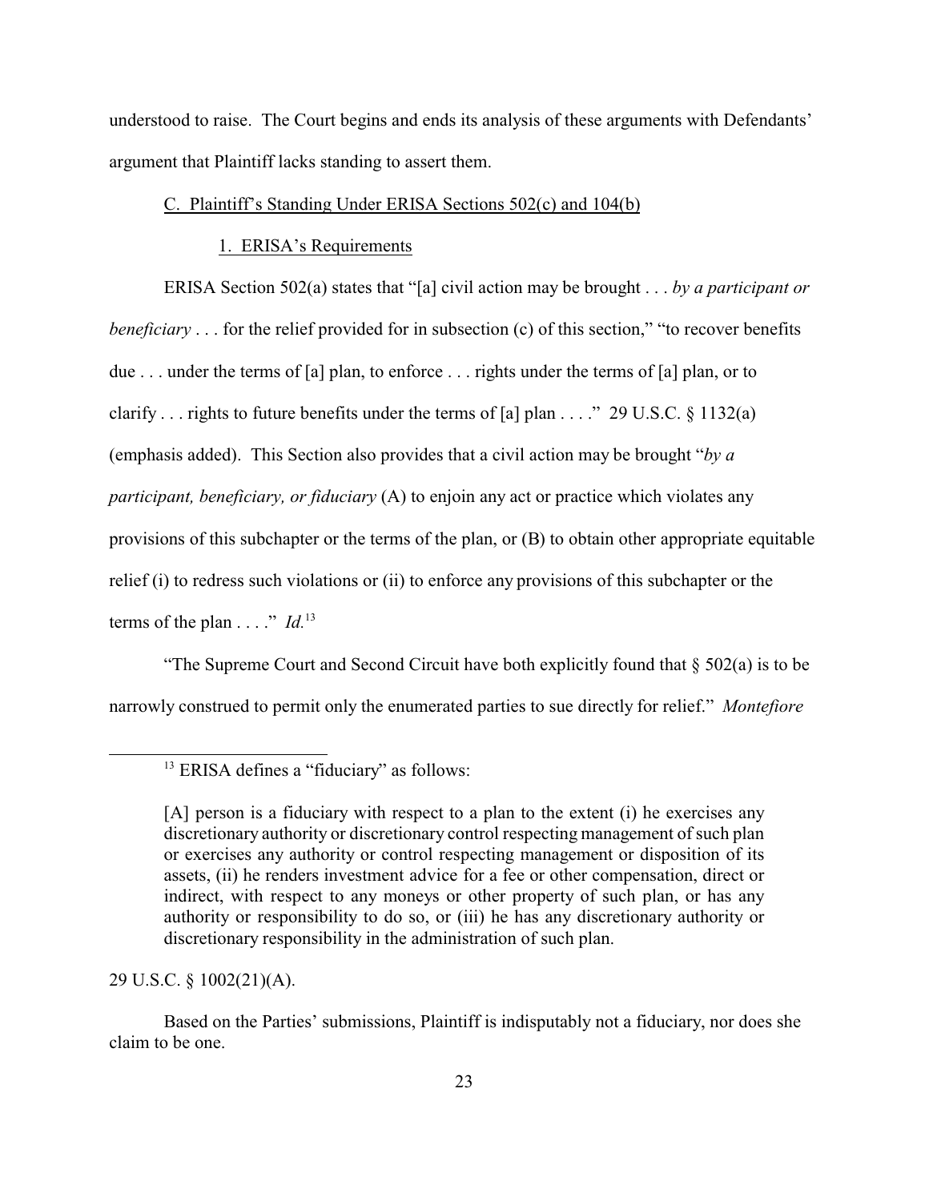understood to raise. The Court begins and ends its analysis of these arguments with Defendants' argument that Plaintiff lacks standing to assert them.

C. Plaintiff's Standing Under ERISA Sections 502(c) and 104(b)

1. ERISA's Requirements

ERISA Section 502(a) states that "[a] civil action may be brought . . . *by a participant or beneficiary* . . . for the relief provided for in subsection (c) of this section," "to recover benefits due . . . under the terms of [a] plan, to enforce . . . rights under the terms of [a] plan, or to clarify . . . rights to future benefits under the terms of [a] plan . . . ." 29 U.S.C. § 1132(a) (emphasis added). This Section also provides that a civil action may be brought "*by a participant, beneficiary, or fiduciary* (A) to enjoin any act or practice which violates any provisions of this subchapter or the terms of the plan, or (B) to obtain other appropriate equitable relief (i) to redress such violations or (ii) to enforce any provisions of this subchapter or the terms of the plan . . . ." *Id.*[13]

"The Supreme Court and Second Circuit have both explicitly found that § 502(a) is to be narrowly construed to permit only the enumerated parties to sue directly for relief." *Montefiore*

---

[13] ERISA defines a "fiduciary" as follows:

> [A] person is a fiduciary with respect to a plan to the extent (i) he exercises any discretionary authority or discretionary control respecting management of such plan or exercises any authority or control respecting management or disposition of its assets, (ii) he renders investment advice for a fee or other compensation, direct or indirect, with respect to any moneys or other property of such plan, or has any authority or responsibility to do so, or (iii) he has any discretionary authority or discretionary responsibility in the administration of such plan.

29 U.S.C. § 1002(21)(A).

Based on the Parties' submissions, Plaintiff is indisputably not a fiduciary, nor does she claim to be one.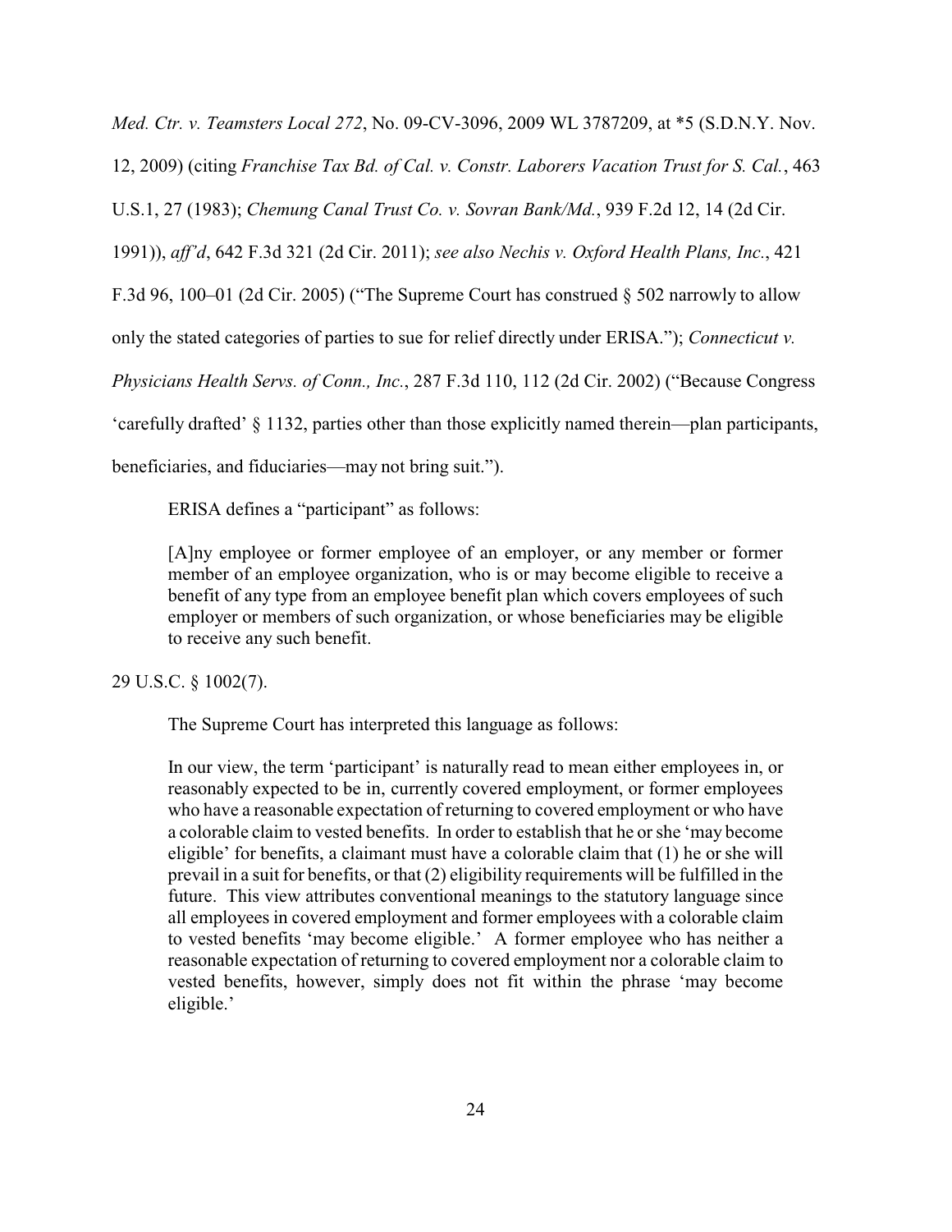*Med. Ctr. v. Teamsters Local 272*, No. 09-CV-3096, 2009 WL 3787209, at *5 (S.D.N.Y. Nov. 12, 2009) (citing *Franchise Tax Bd. of Cal. v. Constr. Laborers Vacation Trust for S. Cal.*, 463 U.S.1, 27 (1983); *Chemung Canal Trust Co. v. Sovran Bank/Md.*, 939 F.2d 12, 14 (2d Cir. 1991)), *aff'd*, 642 F.3d 321 (2d Cir. 2011); *see also Nechis v. Oxford Health Plans, Inc.*, 421 F.3d 96, 100–01 (2d Cir. 2005) ("The Supreme Court has construed § 502 narrowly to allow only the stated categories of parties to sue for relief directly under ERISA."); *Connecticut v. Physicians Health Servs. of Conn., Inc.*, 287 F.3d 110, 112 (2d Cir. 2002) ("Because Congress 'carefully drafted' § 1132, parties other than those explicitly named therein—plan participants, beneficiaries, and fiduciaries—may not bring suit.").

ERISA defines a "participant" as follows:

> [A]ny employee or former employee of an employer, or any member or former member of an employee organization, who is or may become eligible to receive a benefit of any type from an employee benefit plan which covers employees of such employer or members of such organization, or whose beneficiaries may be eligible to receive any such benefit.

29 U.S.C. § 1002(7).

The Supreme Court has interpreted this language as follows:

> In our view, the term 'participant' is naturally read to mean either employees in, or reasonably expected to be in, currently covered employment, or former employees who have a reasonable expectation of returning to covered employment or who have a colorable claim to vested benefits. In order to establish that he or she 'may become eligible' for benefits, a claimant must have a colorable claim that (1) he or she will prevail in a suit for benefits, or that (2) eligibility requirements will be fulfilled in the future. This view attributes conventional meanings to the statutory language since all employees in covered employment and former employees with a colorable claim to vested benefits 'may become eligible.' A former employee who has neither a reasonable expectation of returning to covered employment nor a colorable claim to vested benefits, however, simply does not fit within the phrase 'may become eligible.'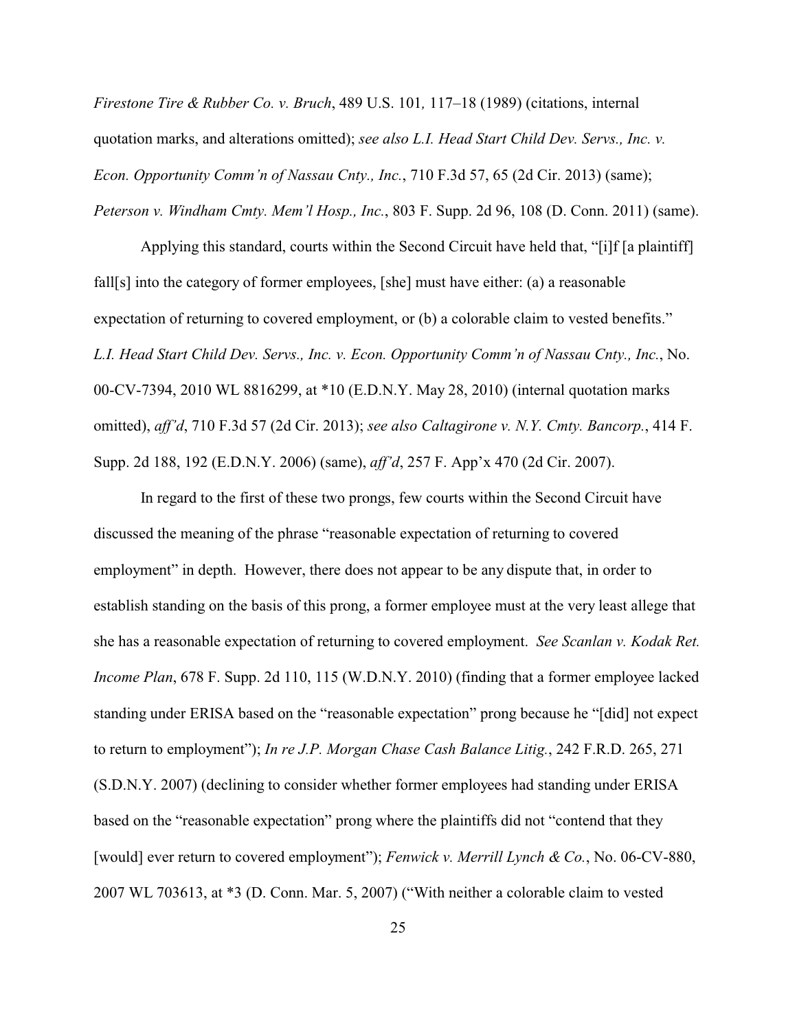*Firestone Tire & Rubber Co. v. Bruch*, 489 U.S. 101*,* 117–18 (1989) (citations, internal quotation marks, and alterations omitted); *see also L.I. Head Start Child Dev. Servs., Inc. v. Econ. Opportunity Comm'n of Nassau Cnty., Inc.*, 710 F.3d 57, 65 (2d Cir. 2013) (same); *Peterson v. Windham Cmty. Mem'l Hosp., Inc.*, 803 F. Supp. 2d 96, 108 (D. Conn. 2011) (same).

Applying this standard, courts within the Second Circuit have held that, "[i]f [a plaintiff] fall[s] into the category of former employees, [she] must have either: (a) a reasonable expectation of returning to covered employment, or (b) a colorable claim to vested benefits." *L.I. Head Start Child Dev. Servs., Inc. v. Econ. Opportunity Comm'n of Nassau Cnty., Inc.*, No. 00-CV-7394, 2010 WL 8816299, at *10 (E.D.N.Y. May 28, 2010) (internal quotation marks omitted), *aff'd*, 710 F.3d 57 (2d Cir. 2013); *see also Caltagirone v. N.Y. Cmty. Bancorp.*, 414 F. Supp. 2d 188, 192 (E.D.N.Y. 2006) (same), *aff'd*, 257 F. App'x 470 (2d Cir. 2007).

In regard to the first of these two prongs, few courts within the Second Circuit have discussed the meaning of the phrase "reasonable expectation of returning to covered employment" in depth. However, there does not appear to be any dispute that, in order to establish standing on the basis of this prong, a former employee must at the very least allege that she has a reasonable expectation of returning to covered employment. *See Scanlan v. Kodak Ret. Income Plan*, 678 F. Supp. 2d 110, 115 (W.D.N.Y. 2010) (finding that a former employee lacked standing under ERISA based on the "reasonable expectation" prong because he "[did] not expect to return to employment"); *In re J.P. Morgan Chase Cash Balance Litig.*, 242 F.R.D. 265, 271 (S.D.N.Y. 2007) (declining to consider whether former employees had standing under ERISA based on the "reasonable expectation" prong where the plaintiffs did not "contend that they [would] ever return to covered employment"); *Fenwick v. Merrill Lynch & Co.*, No. 06-CV-880, 2007 WL 703613, at *3 (D. Conn. Mar. 5, 2007) ("With neither a colorable claim to vested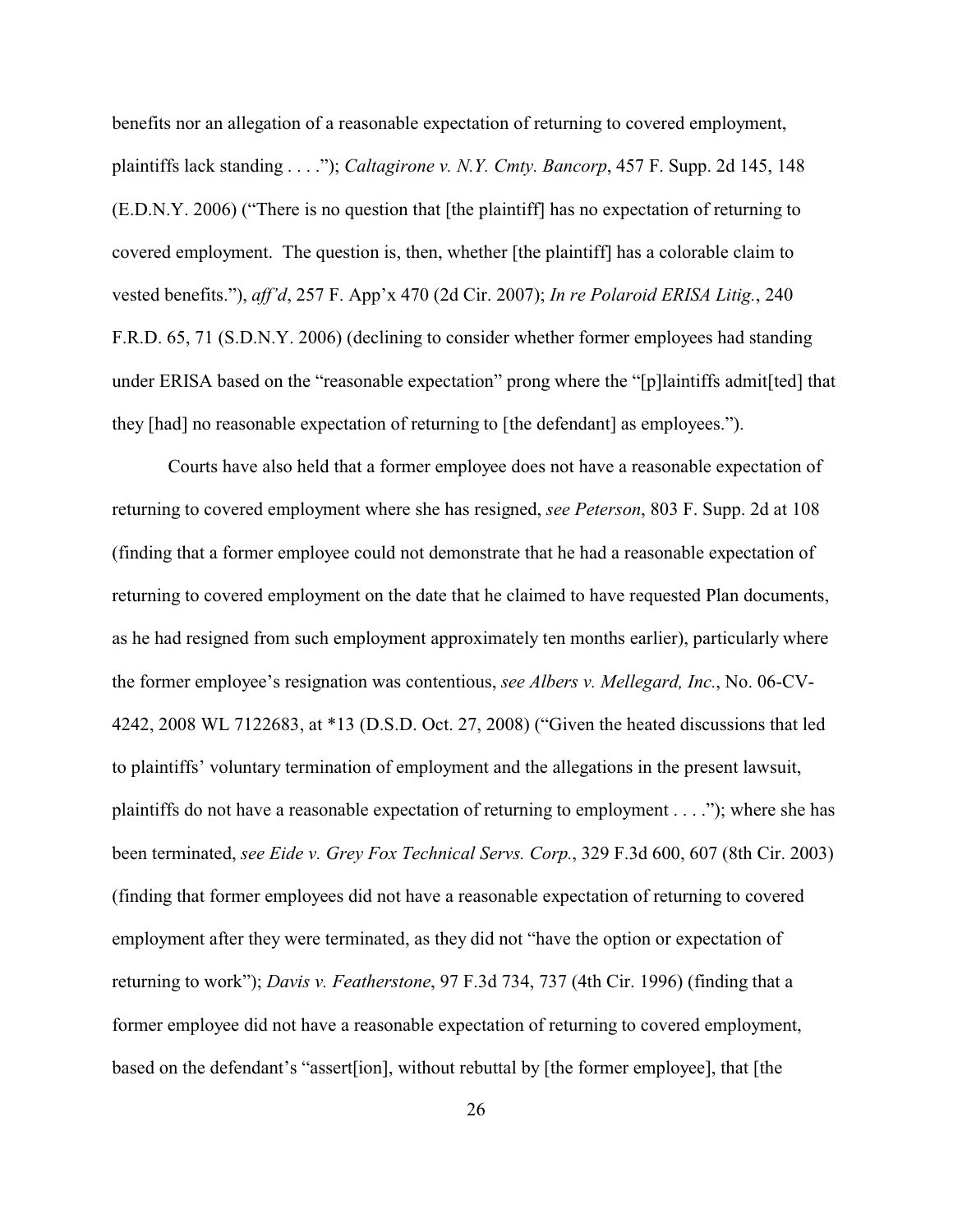benefits nor an allegation of a reasonable expectation of returning to covered employment, plaintiffs lack standing . . . ."); *Caltagirone v. N.Y. Cmty. Bancorp*, 457 F. Supp. 2d 145, 148 (E.D.N.Y. 2006) ("There is no question that [the plaintiff] has no expectation of returning to covered employment. The question is, then, whether [the plaintiff] has a colorable claim to vested benefits."), *aff'd*, 257 F. App'x 470 (2d Cir. 2007); *In re Polaroid ERISA Litig.*, 240 F.R.D. 65, 71 (S.D.N.Y. 2006) (declining to consider whether former employees had standing under ERISA based on the "reasonable expectation" prong where the "[p]laintiffs admit[ted] that they [had] no reasonable expectation of returning to [the defendant] as employees.").

Courts have also held that a former employee does not have a reasonable expectation of returning to covered employment where she has resigned, *see Peterson*, 803 F. Supp. 2d at 108 (finding that a former employee could not demonstrate that he had a reasonable expectation of returning to covered employment on the date that he claimed to have requested Plan documents, as he had resigned from such employment approximately ten months earlier), particularly where the former employee's resignation was contentious, *see Albers v. Mellegard, Inc.*, No. 06-CV-4242, 2008 WL 7122683, at *13 (D.S.D. Oct. 27, 2008) ("Given the heated discussions that led to plaintiffs' voluntary termination of employment and the allegations in the present lawsuit, plaintiffs do not have a reasonable expectation of returning to employment . . . ."); where she has been terminated, *see Eide v. Grey Fox Technical Servs. Corp.*, 329 F.3d 600, 607 (8th Cir. 2003) (finding that former employees did not have a reasonable expectation of returning to covered employment after they were terminated, as they did not "have the option or expectation of returning to work"); *Davis v. Featherstone*, 97 F.3d 734, 737 (4th Cir. 1996) (finding that a former employee did not have a reasonable expectation of returning to covered employment, based on the defendant's "assert[ion], without rebuttal by [the former employee], that [the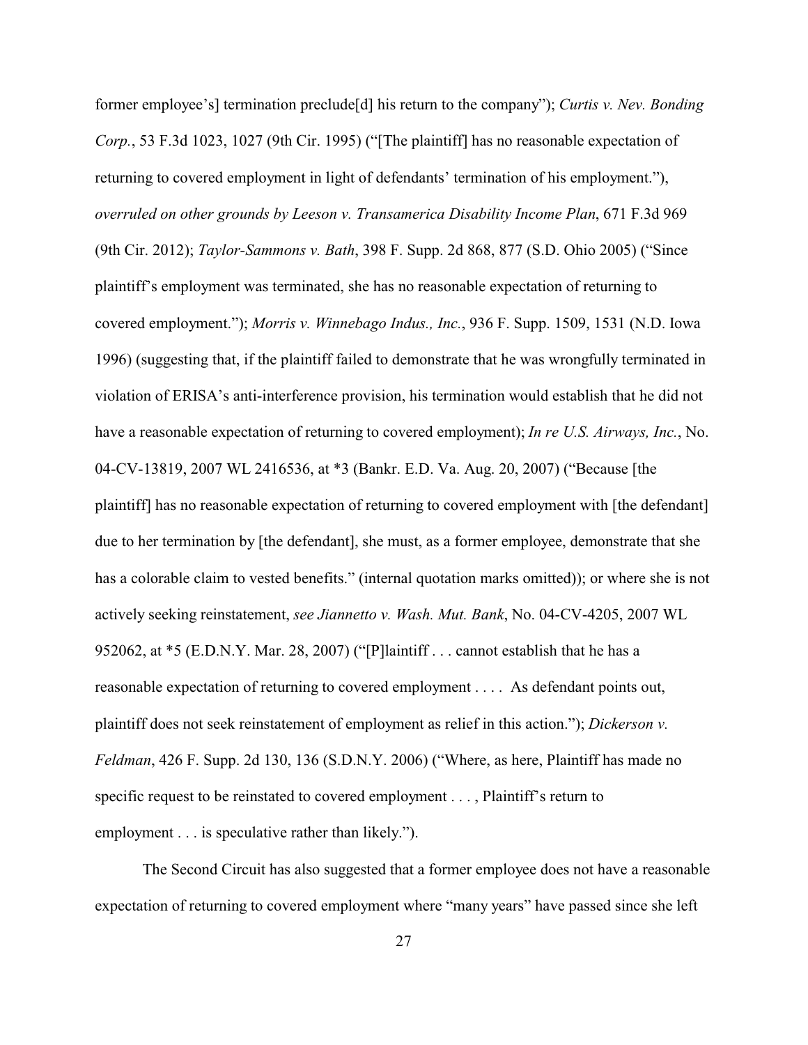former employee's] termination preclude[d] his return to the company"); *Curtis v. Nev. Bonding Corp.*, 53 F.3d 1023, 1027 (9th Cir. 1995) ("[The plaintiff] has no reasonable expectation of returning to covered employment in light of defendants' termination of his employment."), *overruled on other grounds by Leeson v. Transamerica Disability Income Plan*, 671 F.3d 969 (9th Cir. 2012); *Taylor-Sammons v. Bath*, 398 F. Supp. 2d 868, 877 (S.D. Ohio 2005) ("Since plaintiff's employment was terminated, she has no reasonable expectation of returning to covered employment."); *Morris v. Winnebago Indus., Inc.*, 936 F. Supp. 1509, 1531 (N.D. Iowa 1996) (suggesting that, if the plaintiff failed to demonstrate that he was wrongfully terminated in violation of ERISA's anti-interference provision, his termination would establish that he did not have a reasonable expectation of returning to covered employment); *In re U.S. Airways, Inc.*, No. 04-CV-13819, 2007 WL 2416536, at *3 (Bankr. E.D. Va. Aug. 20, 2007) ("Because [the plaintiff] has no reasonable expectation of returning to covered employment with [the defendant] due to her termination by [the defendant], she must, as a former employee, demonstrate that she has a colorable claim to vested benefits." (internal quotation marks omitted)); or where she is not actively seeking reinstatement, *see Jiannetto v. Wash. Mut. Bank*, No. 04-CV-4205, 2007 WL 952062, at *5 (E.D.N.Y. Mar. 28, 2007) ("[P]laintiff . . . cannot establish that he has a reasonable expectation of returning to covered employment . . . . As defendant points out, plaintiff does not seek reinstatement of employment as relief in this action."); *Dickerson v. Feldman*, 426 F. Supp. 2d 130, 136 (S.D.N.Y. 2006) ("Where, as here, Plaintiff has made no specific request to be reinstated to covered employment . . . , Plaintiff's return to employment . . . is speculative rather than likely.").

The Second Circuit has also suggested that a former employee does not have a reasonable expectation of returning to covered employment where "many years" have passed since she left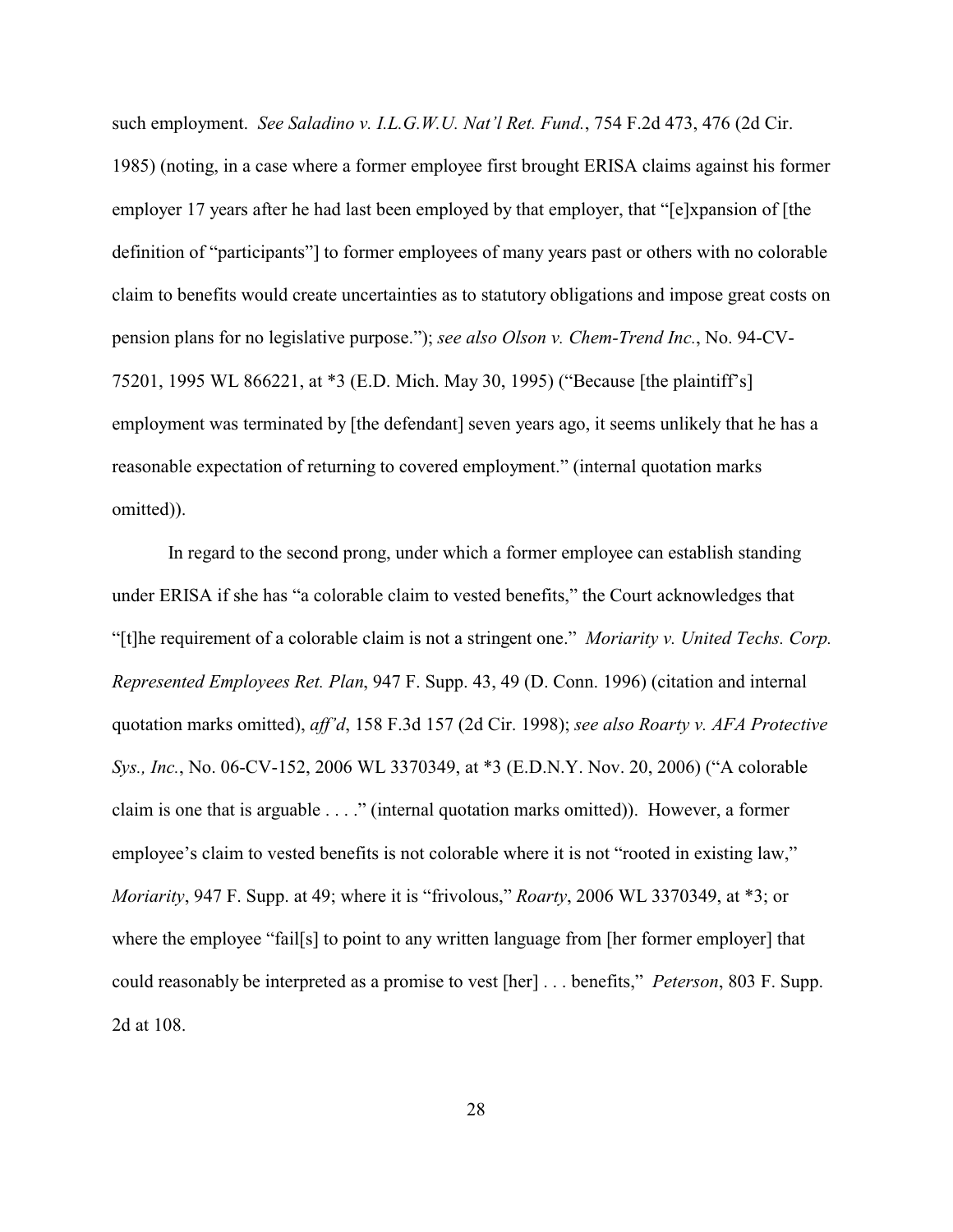such employment. *See Saladino v. I.L.G.W.U. Nat'l Ret. Fund.*, 754 F.2d 473, 476 (2d Cir. 1985) (noting, in a case where a former employee first brought ERISA claims against his former employer 17 years after he had last been employed by that employer, that "[e]xpansion of [the definition of "participants"] to former employees of many years past or others with no colorable claim to benefits would create uncertainties as to statutory obligations and impose great costs on pension plans for no legislative purpose."); *see also Olson v. Chem-Trend Inc.*, No. 94-CV-75201, 1995 WL 866221, at *3 (E.D. Mich. May 30, 1995) ("Because [the plaintiff's] employment was terminated by [the defendant] seven years ago, it seems unlikely that he has a reasonable expectation of returning to covered employment." (internal quotation marks omitted)).

In regard to the second prong, under which a former employee can establish standing under ERISA if she has "a colorable claim to vested benefits," the Court acknowledges that "[t]he requirement of a colorable claim is not a stringent one." *Moriarity v. United Techs. Corp. Represented Employees Ret. Plan*, 947 F. Supp. 43, 49 (D. Conn. 1996) (citation and internal quotation marks omitted), *aff'd*, 158 F.3d 157 (2d Cir. 1998); *see also Roarty v. AFA Protective Sys., Inc.*, No. 06-CV-152, 2006 WL 3370349, at *3 (E.D.N.Y. Nov. 20, 2006) ("A colorable claim is one that is arguable . . . ." (internal quotation marks omitted)). However, a former employee's claim to vested benefits is not colorable where it is not "rooted in existing law," *Moriarity*, 947 F. Supp. at 49; where it is "frivolous," *Roarty*, 2006 WL 3370349, at *3; or where the employee "fail[s] to point to any written language from [her former employer] that could reasonably be interpreted as a promise to vest [her] . . . benefits," *Peterson*, 803 F. Supp. 2d at 108.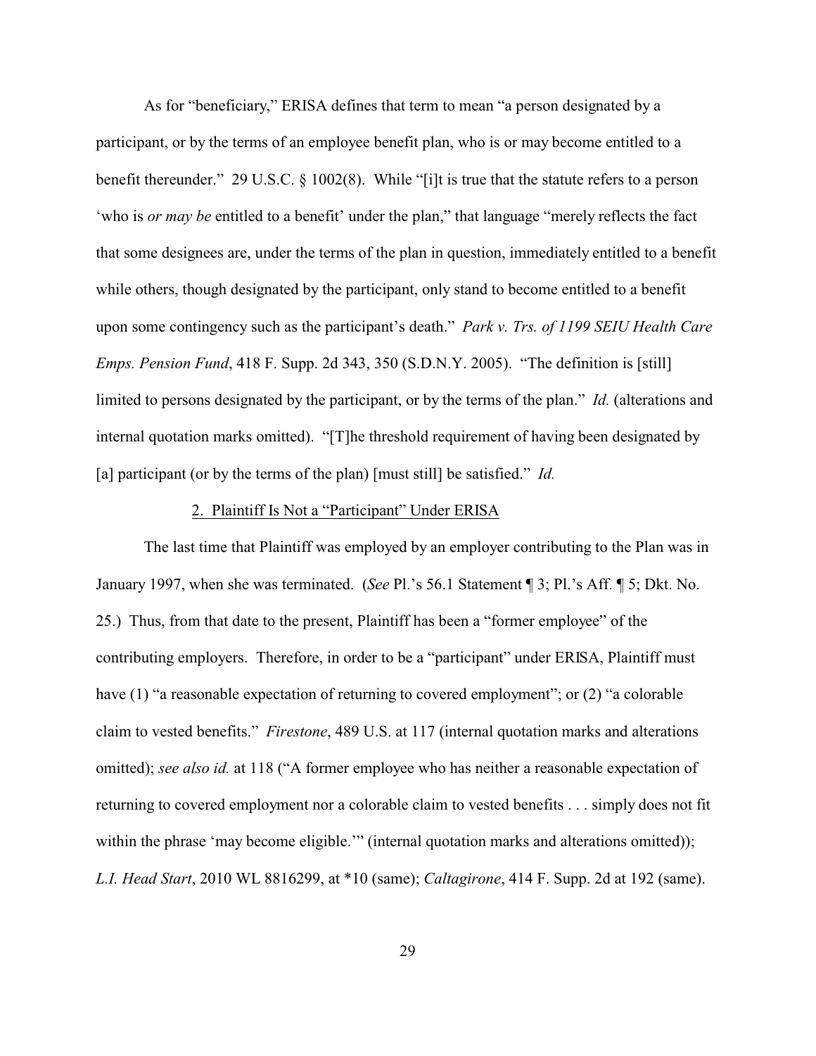As for "beneficiary," ERISA defines that term to mean "a person designated by a participant, or by the terms of an employee benefit plan, who is or may become entitled to a benefit thereunder." 29 U.S.C. § 1002(8). While "[i]t is true that the statute refers to a person 'who is *or may be* entitled to a benefit' under the plan," that language "merely reflects the fact that some designees are, under the terms of the plan in question, immediately entitled to a benefit while others, though designated by the participant, only stand to become entitled to a benefit upon some contingency such as the participant's death." *Park v. Trs. of 1199 SEIU Health Care Emps. Pension Fund*, 418 F. Supp. 2d 343, 350 (S.D.N.Y. 2005). "The definition is [still] limited to persons designated by the participant, or by the terms of the plan." *Id.* (alterations and internal quotation marks omitted). "[T]he threshold requirement of having been designated by [a] participant (or by the terms of the plan) [must still] be satisfied." *Id.*

2. Plaintiff Is Not a "Participant" Under ERISA

The last time that Plaintiff was employed by an employer contributing to the Plan was in January 1997, when she was terminated. (*See* Pl.'s 56.1 Statement ¶ 3; Pl.'s Aff. ¶ 5; Dkt. No. 25.) Thus, from that date to the present, Plaintiff has been a "former employee" of the contributing employers. Therefore, in order to be a "participant" under ERISA, Plaintiff must have (1) "a reasonable expectation of returning to covered employment"; or (2) "a colorable claim to vested benefits." *Firestone*, 489 U.S. at 117 (internal quotation marks and alterations omitted); *see also id.* at 118 ("A former employee who has neither a reasonable expectation of returning to covered employment nor a colorable claim to vested benefits . . . simply does not fit within the phrase 'may become eligible.'" (internal quotation marks and alterations omitted)); *L.I. Head Start*, 2010 WL 8816299, at *10 (same); *Caltagirone*, 414 F. Supp. 2d at 192 (same).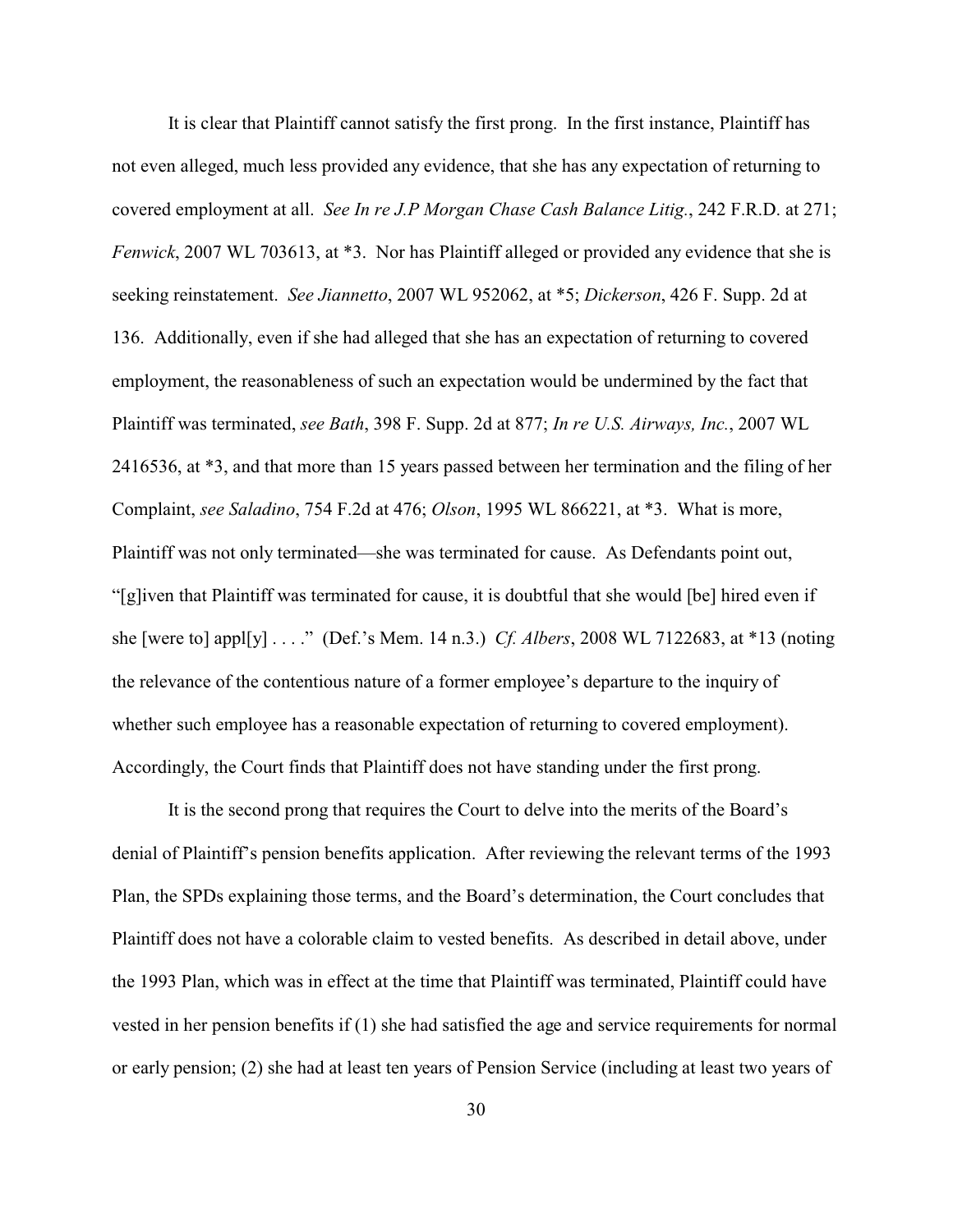It is clear that Plaintiff cannot satisfy the first prong. In the first instance, Plaintiff has not even alleged, much less provided any evidence, that she has any expectation of returning to covered employment at all. *See In re J.P Morgan Chase Cash Balance Litig.*, 242 F.R.D. at 271; *Fenwick*, 2007 WL 703613, at *3. Nor has Plaintiff alleged or provided any evidence that she is seeking reinstatement. *See Jiannetto*, 2007 WL 952062, at *5; *Dickerson*, 426 F. Supp. 2d at 136. Additionally, even if she had alleged that she has an expectation of returning to covered employment, the reasonableness of such an expectation would be undermined by the fact that Plaintiff was terminated, *see Bath*, 398 F. Supp. 2d at 877; *In re U.S. Airways, Inc.*, 2007 WL 2416536, at *3, and that more than 15 years passed between her termination and the filing of her Complaint, *see Saladino*, 754 F.2d at 476; *Olson*, 1995 WL 866221, at *3. What is more, Plaintiff was not only terminated—she was terminated for cause. As Defendants point out, "[g]iven that Plaintiff was terminated for cause, it is doubtful that she would [be] hired even if she [were to] appl[y] . . . ." (Def.'s Mem. 14 n.3.) *Cf. Albers*, 2008 WL 7122683, at *13 (noting the relevance of the contentious nature of a former employee's departure to the inquiry of whether such employee has a reasonable expectation of returning to covered employment). Accordingly, the Court finds that Plaintiff does not have standing under the first prong.

It is the second prong that requires the Court to delve into the merits of the Board's denial of Plaintiff's pension benefits application. After reviewing the relevant terms of the 1993 Plan, the SPDs explaining those terms, and the Board's determination, the Court concludes that Plaintiff does not have a colorable claim to vested benefits. As described in detail above, under the 1993 Plan, which was in effect at the time that Plaintiff was terminated, Plaintiff could have vested in her pension benefits if (1) she had satisfied the age and service requirements for normal or early pension; (2) she had at least ten years of Pension Service (including at least two years of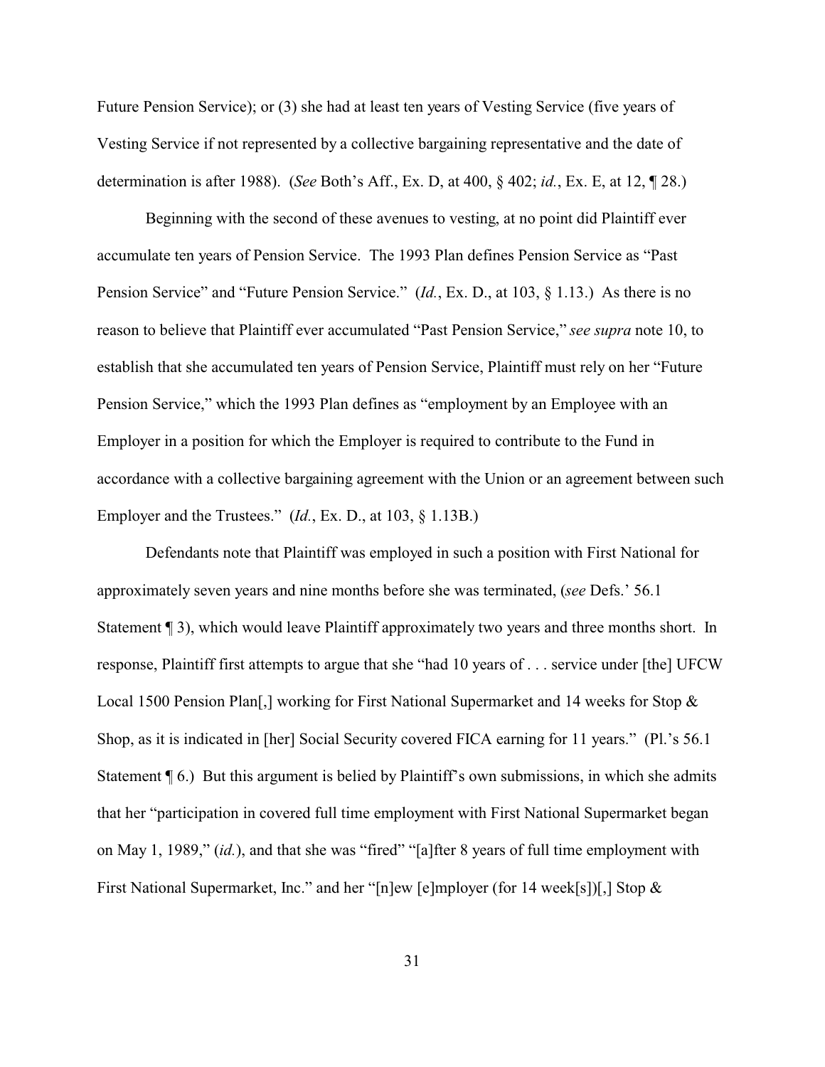Future Pension Service); or (3) she had at least ten years of Vesting Service (five years of Vesting Service if not represented by a collective bargaining representative and the date of determination is after 1988). (*See* Both's Aff., Ex. D, at 400, § 402; *id.*, Ex. E, at 12, ¶ 28.)

Beginning with the second of these avenues to vesting, at no point did Plaintiff ever accumulate ten years of Pension Service. The 1993 Plan defines Pension Service as "Past Pension Service" and "Future Pension Service." (*Id.*, Ex. D., at 103, § 1.13.) As there is no reason to believe that Plaintiff ever accumulated "Past Pension Service," *see supra* note 10, to establish that she accumulated ten years of Pension Service, Plaintiff must rely on her "Future Pension Service," which the 1993 Plan defines as "employment by an Employee with an Employer in a position for which the Employer is required to contribute to the Fund in accordance with a collective bargaining agreement with the Union or an agreement between such Employer and the Trustees." (*Id.*, Ex. D., at 103, § 1.13B.)

Defendants note that Plaintiff was employed in such a position with First National for approximately seven years and nine months before she was terminated, (*see* Defs.' 56.1 Statement ¶ 3), which would leave Plaintiff approximately two years and three months short. In response, Plaintiff first attempts to argue that she "had 10 years of . . . service under [the] UFCW Local 1500 Pension Plan[,] working for First National Supermarket and 14 weeks for Stop & Shop, as it is indicated in [her] Social Security covered FICA earning for 11 years." (Pl.'s 56.1 Statement ¶ 6.) But this argument is belied by Plaintiff's own submissions, in which she admits that her "participation in covered full time employment with First National Supermarket began on May 1, 1989," (*id.*), and that she was "fired" "[a]fter 8 years of full time employment with First National Supermarket, Inc." and her "[n]ew [e]mployer (for 14 week[s])[,] Stop &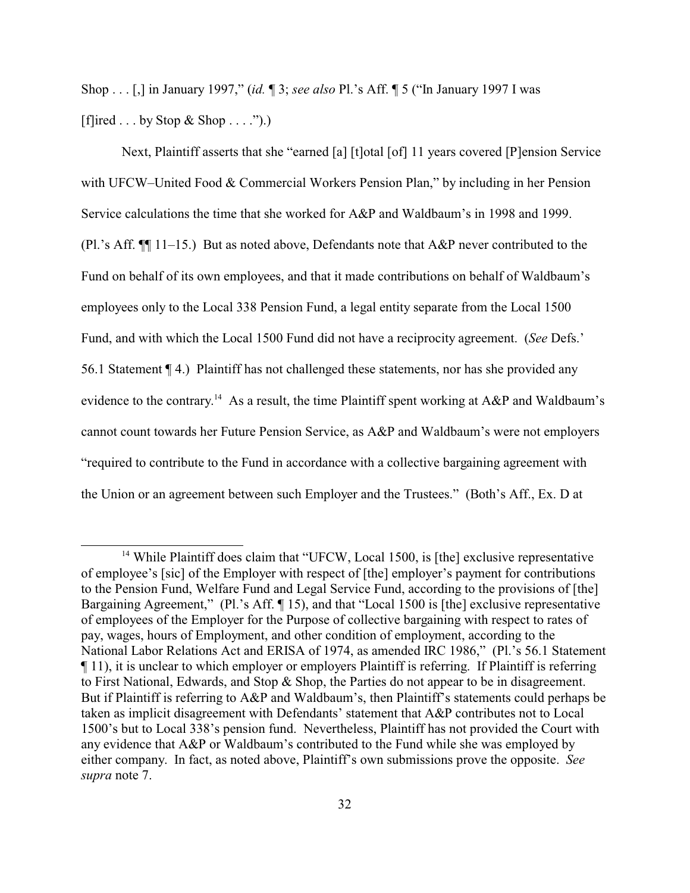Shop . . . [,] in January 1997," (*id.* ¶ 3; *see also* Pl.'s Aff. ¶ 5 ("In January 1997 I was [f]ired . . . by Stop & Shop . . . .").)

Next, Plaintiff asserts that she "earned [a] [t]otal [of] 11 years covered [P]ension Service with UFCW–United Food & Commercial Workers Pension Plan," by including in her Pension Service calculations the time that she worked for A&P and Waldbaum's in 1998 and 1999. (Pl.'s Aff. ¶¶ 11–15.) But as noted above, Defendants note that A&P never contributed to the Fund on behalf of its own employees, and that it made contributions on behalf of Waldbaum's employees only to the Local 338 Pension Fund, a legal entity separate from the Local 1500 Fund, and with which the Local 1500 Fund did not have a reciprocity agreement. (*See* Defs.' 56.1 Statement ¶ 4.) Plaintiff has not challenged these statements, nor has she provided any evidence to the contrary.[14] As a result, the time Plaintiff spent working at A&P and Waldbaum's cannot count towards her Future Pension Service, as A&P and Waldbaum's were not employers "required to contribute to the Fund in accordance with a collective bargaining agreement with the Union or an agreement between such Employer and the Trustees." (Both's Aff., Ex. D at

[14] While Plaintiff does claim that "UFCW, Local 1500, is [the] exclusive representative of employee's [sic] of the Employer with respect of [the] employer's payment for contributions to the Pension Fund, Welfare Fund and Legal Service Fund, according to the provisions of [the] Bargaining Agreement," (Pl.'s Aff. ¶ 15), and that "Local 1500 is [the] exclusive representative of employees of the Employer for the Purpose of collective bargaining with respect to rates of pay, wages, hours of Employment, and other condition of employment, according to the National Labor Relations Act and ERISA of 1974, as amended IRC 1986," (Pl.'s 56.1 Statement ¶ 11), it is unclear to which employer or employers Plaintiff is referring. If Plaintiff is referring to First National, Edwards, and Stop & Shop, the Parties do not appear to be in disagreement. But if Plaintiff is referring to A&P and Waldbaum's, then Plaintiff's statements could perhaps be taken as implicit disagreement with Defendants' statement that A&P contributes not to Local 1500's but to Local 338's pension fund. Nevertheless, Plaintiff has not provided the Court with any evidence that A&P or Waldbaum's contributed to the Fund while she was employed by either company. In fact, as noted above, Plaintiff's own submissions prove the opposite. *See supra* note 7.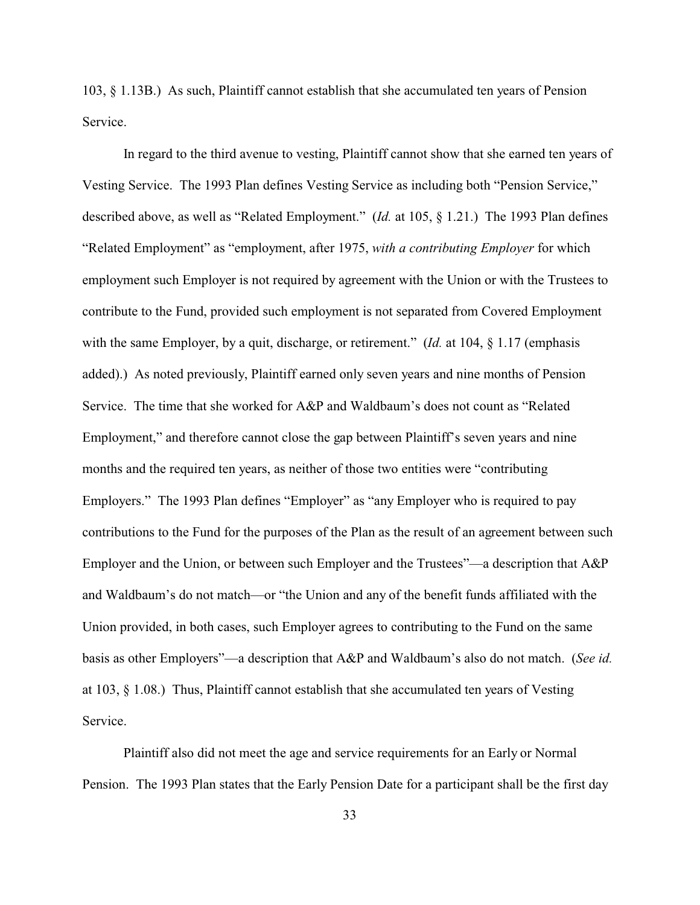103, § 1.13B.) As such, Plaintiff cannot establish that she accumulated ten years of Pension Service.

In regard to the third avenue to vesting, Plaintiff cannot show that she earned ten years of Vesting Service. The 1993 Plan defines Vesting Service as including both "Pension Service," described above, as well as "Related Employment." (*Id.* at 105, § 1.21.) The 1993 Plan defines "Related Employment" as "employment, after 1975, *with a contributing Employer* for which employment such Employer is not required by agreement with the Union or with the Trustees to contribute to the Fund, provided such employment is not separated from Covered Employment with the same Employer, by a quit, discharge, or retirement." (*Id.* at 104, § 1.17 (emphasis added).) As noted previously, Plaintiff earned only seven years and nine months of Pension Service. The time that she worked for A&P and Waldbaum's does not count as "Related Employment," and therefore cannot close the gap between Plaintiff's seven years and nine months and the required ten years, as neither of those two entities were "contributing Employers." The 1993 Plan defines "Employer" as "any Employer who is required to pay contributions to the Fund for the purposes of the Plan as the result of an agreement between such Employer and the Union, or between such Employer and the Trustees"—a description that A&P and Waldbaum's do not match—or "the Union and any of the benefit funds affiliated with the Union provided, in both cases, such Employer agrees to contributing to the Fund on the same basis as other Employers"—a description that A&P and Waldbaum's also do not match. (*See id.* at 103, § 1.08.) Thus, Plaintiff cannot establish that she accumulated ten years of Vesting Service.

Plaintiff also did not meet the age and service requirements for an Early or Normal Pension. The 1993 Plan states that the Early Pension Date for a participant shall be the first day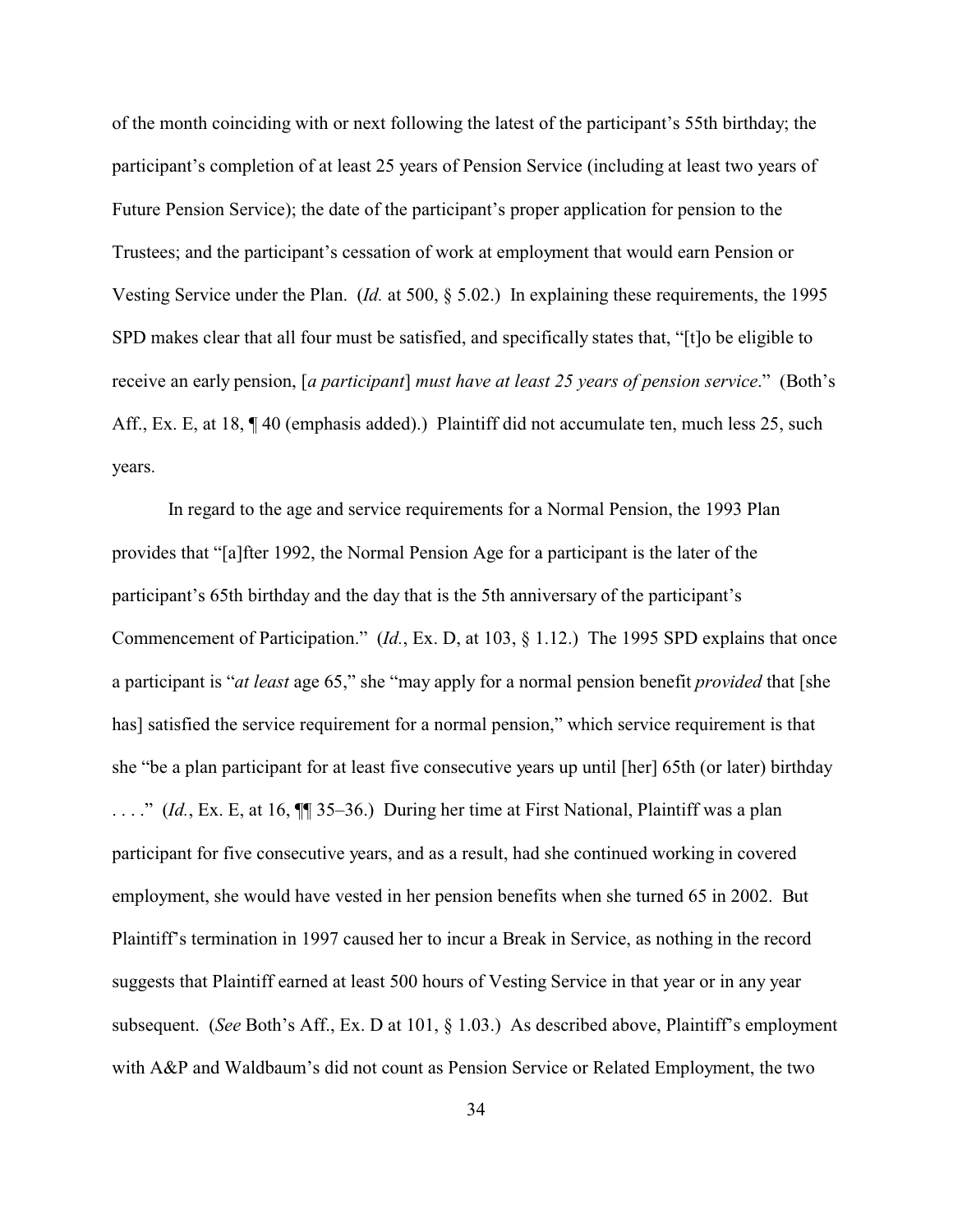of the month coinciding with or next following the latest of the participant's 55th birthday; the participant's completion of at least 25 years of Pension Service (including at least two years of Future Pension Service); the date of the participant's proper application for pension to the Trustees; and the participant's cessation of work at employment that would earn Pension or Vesting Service under the Plan. (*Id.* at 500, § 5.02.) In explaining these requirements, the 1995 SPD makes clear that all four must be satisfied, and specifically states that, "[t]o be eligible to receive an early pension, [*a participant*] *must have at least 25 years of pension service*." (Both's Aff., Ex. E, at 18, ¶ 40 (emphasis added).) Plaintiff did not accumulate ten, much less 25, such years.

In regard to the age and service requirements for a Normal Pension, the 1993 Plan provides that "[a]fter 1992, the Normal Pension Age for a participant is the later of the participant's 65th birthday and the day that is the 5th anniversary of the participant's Commencement of Participation." (*Id.*, Ex. D, at 103, § 1.12.) The 1995 SPD explains that once a participant is "*at least* age 65," she "may apply for a normal pension benefit *provided* that [she has] satisfied the service requirement for a normal pension," which service requirement is that she "be a plan participant for at least five consecutive years up until [her] 65th (or later) birthday . . . ." (*Id.*, Ex. E, at 16, ¶¶ 35–36.) During her time at First National, Plaintiff was a plan participant for five consecutive years, and as a result, had she continued working in covered employment, she would have vested in her pension benefits when she turned 65 in 2002. But Plaintiff's termination in 1997 caused her to incur a Break in Service, as nothing in the record suggests that Plaintiff earned at least 500 hours of Vesting Service in that year or in any year subsequent. (*See* Both's Aff., Ex. D at 101, § 1.03.) As described above, Plaintiff's employment with A&P and Waldbaum's did not count as Pension Service or Related Employment, the two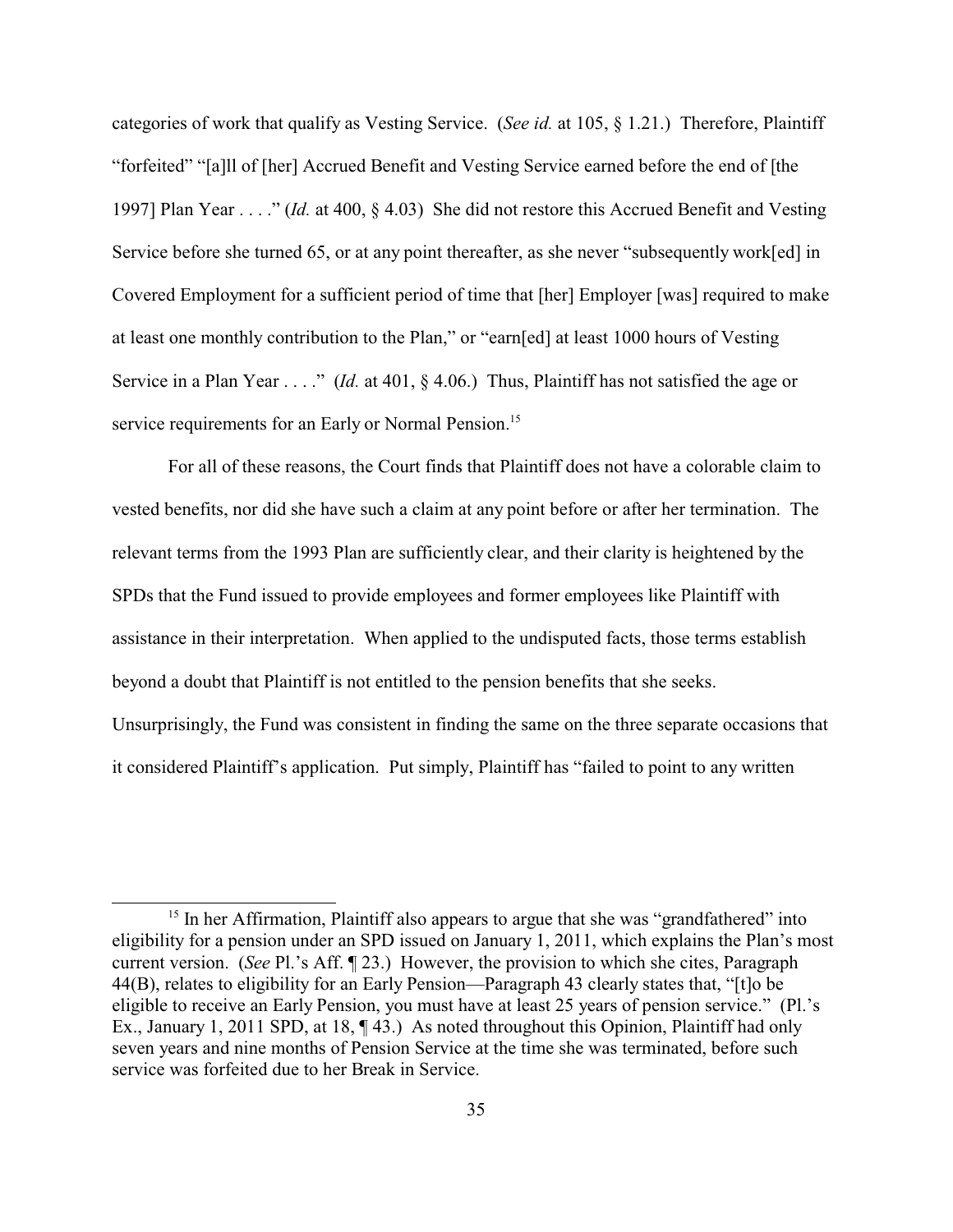categories of work that qualify as Vesting Service. (*See id.* at 105, § 1.21.) Therefore, Plaintiff "forfeited" "[a]ll of [her] Accrued Benefit and Vesting Service earned before the end of [the 1997] Plan Year . . . ." (*Id.* at 400, § 4.03) She did not restore this Accrued Benefit and Vesting Service before she turned 65, or at any point thereafter, as she never "subsequently work[ed] in Covered Employment for a sufficient period of time that [her] Employer [was] required to make at least one monthly contribution to the Plan," or "earn[ed] at least 1000 hours of Vesting Service in a Plan Year . . . ." (*Id.* at 401, § 4.06.) Thus, Plaintiff has not satisfied the age or service requirements for an Early or Normal Pension.[15]

For all of these reasons, the Court finds that Plaintiff does not have a colorable claim to vested benefits, nor did she have such a claim at any point before or after her termination. The relevant terms from the 1993 Plan are sufficiently clear, and their clarity is heightened by the SPDs that the Fund issued to provide employees and former employees like Plaintiff with assistance in their interpretation. When applied to the undisputed facts, those terms establish beyond a doubt that Plaintiff is not entitled to the pension benefits that she seeks. Unsurprisingly, the Fund was consistent in finding the same on the three separate occasions that it considered Plaintiff's application. Put simply, Plaintiff has "failed to point to any written

---

[15] In her Affirmation, Plaintiff also appears to argue that she was "grandfathered" into eligibility for a pension under an SPD issued on January 1, 2011, which explains the Plan's most current version. (*See* Pl.'s Aff. ¶ 23.) However, the provision to which she cites, Paragraph 44(B), relates to eligibility for an Early Pension—Paragraph 43 clearly states that, "[t]o be eligible to receive an Early Pension, you must have at least 25 years of pension service." (Pl.'s Ex., January 1, 2011 SPD, at 18, ¶ 43.) As noted throughout this Opinion, Plaintiff had only seven years and nine months of Pension Service at the time she was terminated, before such service was forfeited due to her Break in Service.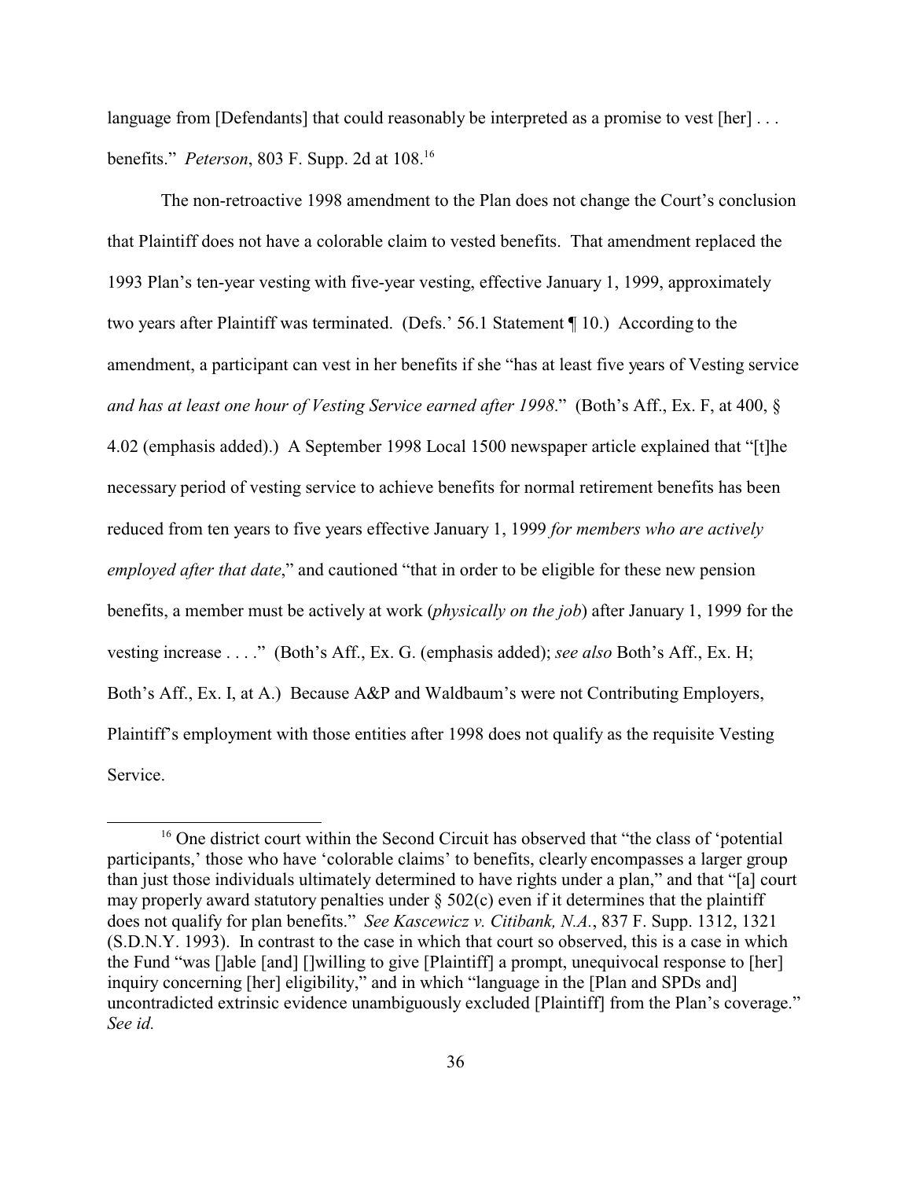language from [Defendants] that could reasonably be interpreted as a promise to vest [her] . . . benefits." *Peterson*, 803 F. Supp. 2d at 108.[16]

The non-retroactive 1998 amendment to the Plan does not change the Court's conclusion that Plaintiff does not have a colorable claim to vested benefits. That amendment replaced the 1993 Plan's ten-year vesting with five-year vesting, effective January 1, 1999, approximately two years after Plaintiff was terminated. (Defs.' 56.1 Statement ¶ 10.) According to the amendment, a participant can vest in her benefits if she "has at least five years of Vesting service *and has at least one hour of Vesting Service earned after 1998*." (Both's Aff., Ex. F, at 400, § 4.02 (emphasis added).) A September 1998 Local 1500 newspaper article explained that "[t]he necessary period of vesting service to achieve benefits for normal retirement benefits has been reduced from ten years to five years effective January 1, 1999 *for members who are actively employed after that date*," and cautioned "that in order to be eligible for these new pension benefits, a member must be actively at work (*physically on the job*) after January 1, 1999 for the vesting increase . . . ." (Both's Aff., Ex. G. (emphasis added); *see also* Both's Aff., Ex. H; Both's Aff., Ex. I, at A.) Because A&P and Waldbaum's were not Contributing Employers, Plaintiff's employment with those entities after 1998 does not qualify as the requisite Vesting Service.

---

[16] One district court within the Second Circuit has observed that "the class of 'potential participants,' those who have 'colorable claims' to benefits, clearly encompasses a larger group than just those individuals ultimately determined to have rights under a plan," and that "[a] court may properly award statutory penalties under § 502(c) even if it determines that the plaintiff does not qualify for plan benefits." *See Kascewicz v. Citibank, N.A.*, 837 F. Supp. 1312, 1321 (S.D.N.Y. 1993). In contrast to the case in which that court so observed, this is a case in which the Fund "was []able [and] []willing to give [Plaintiff] a prompt, unequivocal response to [her] inquiry concerning [her] eligibility," and in which "language in the [Plan and SPDs and] uncontradicted extrinsic evidence unambiguously excluded [Plaintiff] from the Plan's coverage." *See id.*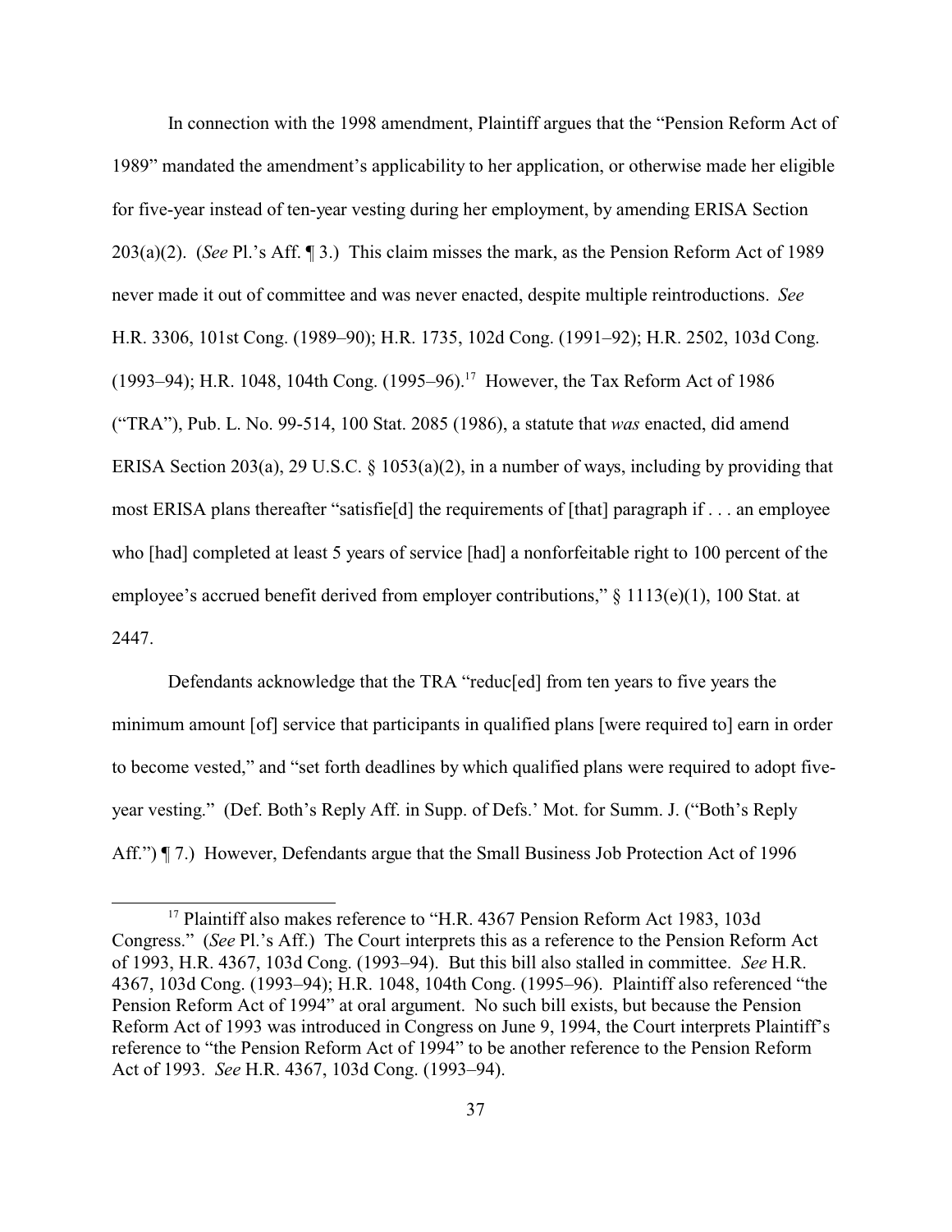In connection with the 1998 amendment, Plaintiff argues that the "Pension Reform Act of 1989" mandated the amendment's applicability to her application, or otherwise made her eligible for five-year instead of ten-year vesting during her employment, by amending ERISA Section 203(a)(2). (*See* Pl.'s Aff. ¶ 3.) This claim misses the mark, as the Pension Reform Act of 1989 never made it out of committee and was never enacted, despite multiple reintroductions. *See* H.R. 3306, 101st Cong. (1989–90); H.R. 1735, 102d Cong. (1991–92); H.R. 2502, 103d Cong. (1993–94); H.R. 1048, 104th Cong. (1995–96).[17] However, the Tax Reform Act of 1986 ("TRA"), Pub. L. No. 99-514, 100 Stat. 2085 (1986), a statute that *was* enacted, did amend ERISA Section 203(a), 29 U.S.C. § 1053(a)(2), in a number of ways, including by providing that most ERISA plans thereafter "satisfie[d] the requirements of [that] paragraph if . . . an employee who [had] completed at least 5 years of service [had] a nonforfeitable right to 100 percent of the employee's accrued benefit derived from employer contributions," § 1113(e)(1), 100 Stat. at 2447.

Defendants acknowledge that the TRA "reduc[ed] from ten years to five years the minimum amount [of] service that participants in qualified plans [were required to] earn in order to become vested," and "set forth deadlines by which qualified plans were required to adopt five-year vesting." (Def. Both's Reply Aff. in Supp. of Defs.' Mot. for Summ. J. ("Both's Reply Aff.") ¶ 7.) However, Defendants argue that the Small Business Job Protection Act of 1996

[17] Plaintiff also makes reference to "H.R. 4367 Pension Reform Act 1983, 103d Congress." (*See* Pl.'s Aff.) The Court interprets this as a reference to the Pension Reform Act of 1993, H.R. 4367, 103d Cong. (1993–94). But this bill also stalled in committee. *See* H.R. 4367, 103d Cong. (1993–94); H.R. 1048, 104th Cong. (1995–96). Plaintiff also referenced "the Pension Reform Act of 1994" at oral argument. No such bill exists, but because the Pension Reform Act of 1993 was introduced in Congress on June 9, 1994, the Court interprets Plaintiff's reference to "the Pension Reform Act of 1994" to be another reference to the Pension Reform Act of 1993. *See* H.R. 4367, 103d Cong. (1993–94).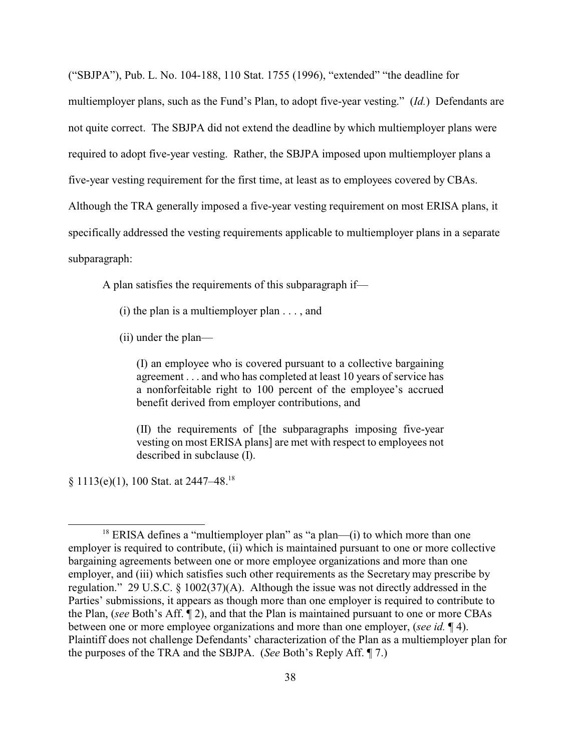("SBJPA"), Pub. L. No. 104-188, 110 Stat. 1755 (1996), "extended" "the deadline for multiemployer plans, such as the Fund's Plan, to adopt five-year vesting." (*Id.*) Defendants are not quite correct. The SBJPA did not extend the deadline by which multiemployer plans were required to adopt five-year vesting. Rather, the SBJPA imposed upon multiemployer plans a five-year vesting requirement for the first time, at least as to employees covered by CBAs. Although the TRA generally imposed a five-year vesting requirement on most ERISA plans, it specifically addressed the vesting requirements applicable to multiemployer plans in a separate subparagraph:

> A plan satisfies the requirements of this subparagraph if—
>
> (i) the plan is a multiemployer plan . . . , and
>
> (ii) under the plan—
>
> (I) an employee who is covered pursuant to a collective bargaining agreement . . . and who has completed at least 10 years of service has a nonforfeitable right to 100 percent of the employee's accrued benefit derived from employer contributions, and
>
> (II) the requirements of [the subparagraphs imposing five-year vesting on most ERISA plans] are met with respect to employees not described in subclause (I).

§ 1113(e)(1), 100 Stat. at 2447–48.[18]

---

[18] ERISA defines a "multiemployer plan" as "a plan—(i) to which more than one employer is required to contribute, (ii) which is maintained pursuant to one or more collective bargaining agreements between one or more employee organizations and more than one employer, and (iii) which satisfies such other requirements as the Secretary may prescribe by regulation." 29 U.S.C. § 1002(37)(A). Although the issue was not directly addressed in the Parties' submissions, it appears as though more than one employer is required to contribute to the Plan, (*see* Both's Aff. ¶ 2), and that the Plan is maintained pursuant to one or more CBAs between one or more employee organizations and more than one employer, (*see id.* ¶ 4). Plaintiff does not challenge Defendants' characterization of the Plan as a multiemployer plan for the purposes of the TRA and the SBJPA. (*See* Both's Reply Aff. ¶ 7.)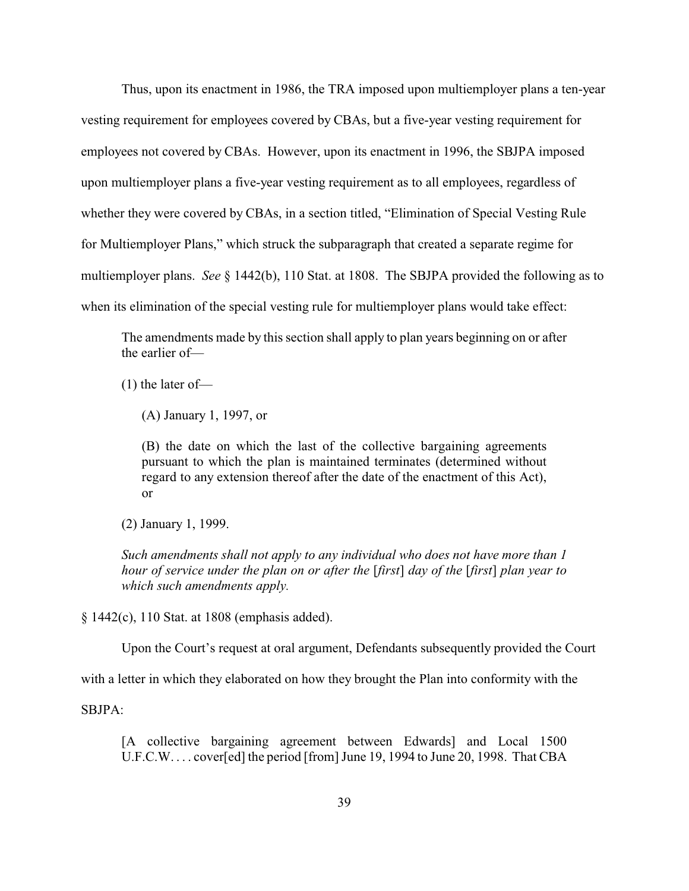Thus, upon its enactment in 1986, the TRA imposed upon multiemployer plans a ten-year vesting requirement for employees covered by CBAs, but a five-year vesting requirement for employees not covered by CBAs. However, upon its enactment in 1996, the SBJPA imposed upon multiemployer plans a five-year vesting requirement as to all employees, regardless of whether they were covered by CBAs, in a section titled, "Elimination of Special Vesting Rule for Multiemployer Plans," which struck the subparagraph that created a separate regime for multiemployer plans. *See* § 1442(b), 110 Stat. at 1808. The SBJPA provided the following as to when its elimination of the special vesting rule for multiemployer plans would take effect:

> The amendments made by this section shall apply to plan years beginning on or after the earlier of—
>
> (1) the later of—
>
> (A) January 1, 1997, or
>
> (B) the date on which the last of the collective bargaining agreements pursuant to which the plan is maintained terminates (determined without regard to any extension thereof after the date of the enactment of this Act), or
>
> (2) January 1, 1999.
>
> *Such amendments shall not apply to any individual who does not have more than 1 hour of service under the plan on or after the* [*first*] *day of the* [*first*] *plan year to which such amendments apply.*

§ 1442(c), 110 Stat. at 1808 (emphasis added).

Upon the Court's request at oral argument, Defendants subsequently provided the Court with a letter in which they elaborated on how they brought the Plan into conformity with the SBJPA:

> [A collective bargaining agreement between Edwards] and Local 1500 U.F.C.W. . . . cover[ed] the period [from] June 19, 1994 to June 20, 1998. That CBA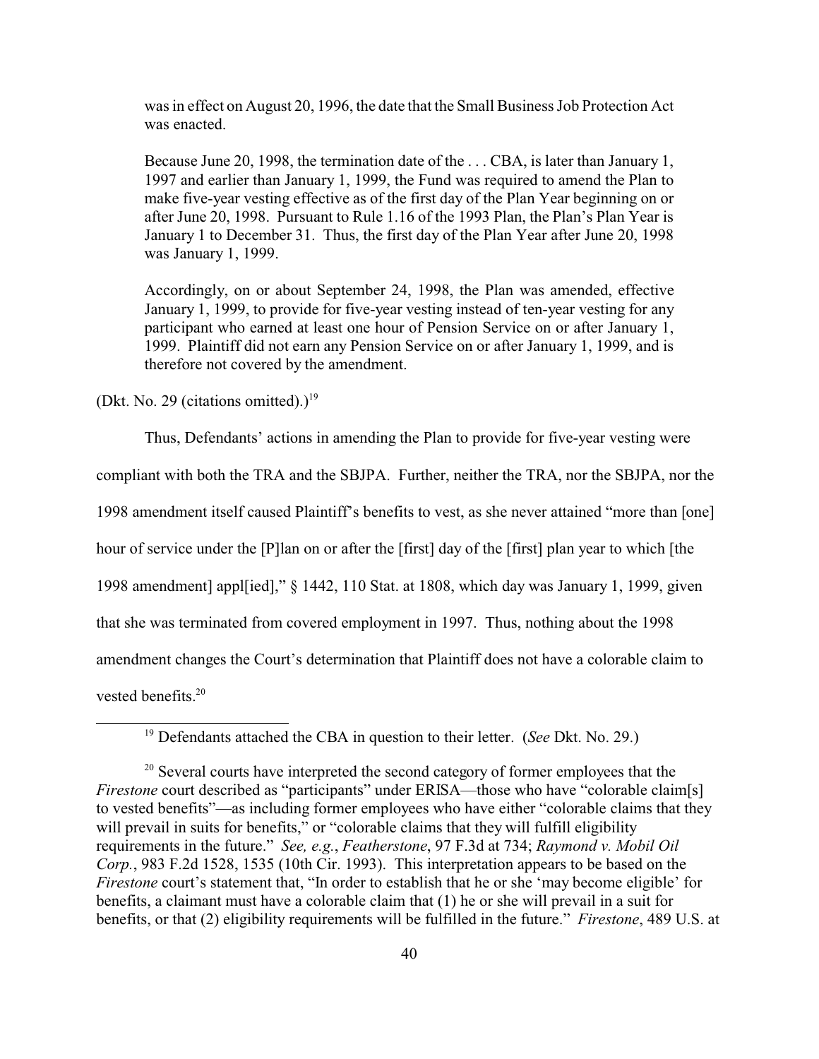> was in effect on August 20, 1996, the date that the Small Business Job Protection Act was enacted.
>
> Because June 20, 1998, the termination date of the . . . CBA, is later than January 1, 1997 and earlier than January 1, 1999, the Fund was required to amend the Plan to make five-year vesting effective as of the first day of the Plan Year beginning on or after June 20, 1998. Pursuant to Rule 1.16 of the 1993 Plan, the Plan's Plan Year is January 1 to December 31. Thus, the first day of the Plan Year after June 20, 1998 was January 1, 1999.
>
> Accordingly, on or about September 24, 1998, the Plan was amended, effective January 1, 1999, to provide for five-year vesting instead of ten-year vesting for any participant who earned at least one hour of Pension Service on or after January 1, 1999. Plaintiff did not earn any Pension Service on or after January 1, 1999, and is therefore not covered by the amendment.

(Dkt. No. 29 (citations omitted).)[19]

Thus, Defendants' actions in amending the Plan to provide for five-year vesting were compliant with both the TRA and the SBJPA. Further, neither the TRA, nor the SBJPA, nor the 1998 amendment itself caused Plaintiff's benefits to vest, as she never attained "more than [one] hour of service under the [P]lan on or after the [first] day of the [first] plan year to which [the 1998 amendment] appl[ied]," § 1442, 110 Stat. at 1808, which day was January 1, 1999, given that she was terminated from covered employment in 1997. Thus, nothing about the 1998 amendment changes the Court's determination that Plaintiff does not have a colorable claim to vested benefits.[20]

---

[19] Defendants attached the CBA in question to their letter. (*See* Dkt. No. 29.)

[20] Several courts have interpreted the second category of former employees that the *Firestone* court described as "participants" under ERISA—those who have "colorable claim[s] to vested benefits"—as including former employees who have either "colorable claims that they will prevail in suits for benefits," or "colorable claims that they will fulfill eligibility requirements in the future." *See, e.g.*, *Featherstone*, 97 F.3d at 734; *Raymond v. Mobil Oil Corp.*, 983 F.2d 1528, 1535 (10th Cir. 1993). This interpretation appears to be based on the *Firestone* court's statement that, "In order to establish that he or she 'may become eligible' for benefits, a claimant must have a colorable claim that (1) he or she will prevail in a suit for benefits, or that (2) eligibility requirements will be fulfilled in the future." *Firestone*, 489 U.S. at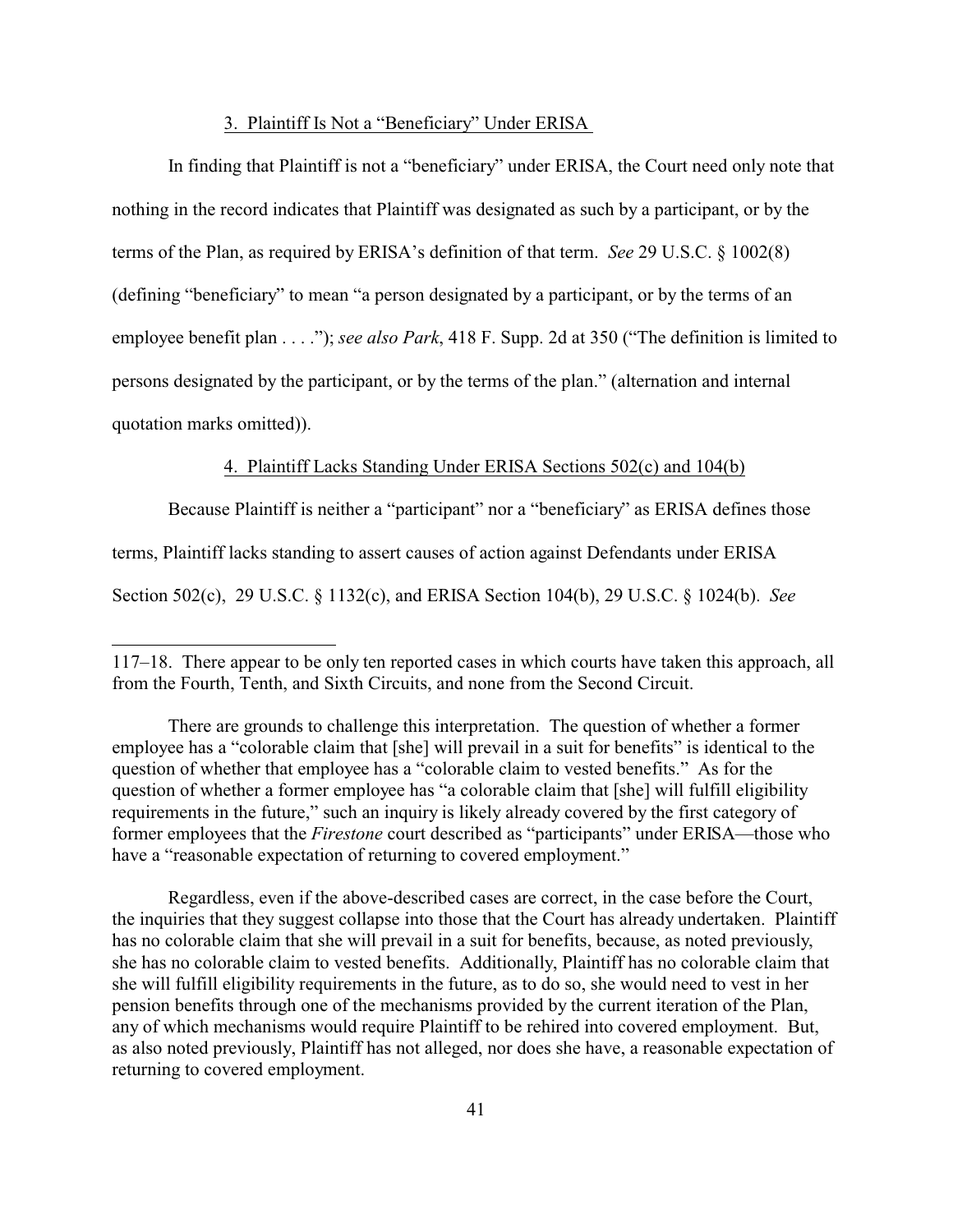3. Plaintiff Is Not a "Beneficiary" Under ERISA

In finding that Plaintiff is not a "beneficiary" under ERISA, the Court need only note that nothing in the record indicates that Plaintiff was designated as such by a participant, or by the terms of the Plan, as required by ERISA's definition of that term. *See* 29 U.S.C. § 1002(8) (defining "beneficiary" to mean "a person designated by a participant, or by the terms of an employee benefit plan . . . ."); *see also Park*, 418 F. Supp. 2d at 350 ("The definition is limited to persons designated by the participant, or by the terms of the plan." (alternation and internal quotation marks omitted)).

4. Plaintiff Lacks Standing Under ERISA Sections 502(c) and 104(b)

Because Plaintiff is neither a "participant" nor a "beneficiary" as ERISA defines those terms, Plaintiff lacks standing to assert causes of action against Defendants under ERISA Section 502(c), 29 U.S.C. § 1132(c), and ERISA Section 104(b), 29 U.S.C. § 1024(b). *See*

---

117–18. There appear to be only ten reported cases in which courts have taken this approach, all from the Fourth, Tenth, and Sixth Circuits, and none from the Second Circuit.

There are grounds to challenge this interpretation. The question of whether a former employee has a "colorable claim that [she] will prevail in a suit for benefits" is identical to the question of whether that employee has a "colorable claim to vested benefits." As for the question of whether a former employee has "a colorable claim that [she] will fulfill eligibility requirements in the future," such an inquiry is likely already covered by the first category of former employees that the *Firestone* court described as "participants" under ERISA—those who have a "reasonable expectation of returning to covered employment."

Regardless, even if the above-described cases are correct, in the case before the Court, the inquiries that they suggest collapse into those that the Court has already undertaken. Plaintiff has no colorable claim that she will prevail in a suit for benefits, because, as noted previously, she has no colorable claim to vested benefits. Additionally, Plaintiff has no colorable claim that she will fulfill eligibility requirements in the future, as to do so, she would need to vest in her pension benefits through one of the mechanisms provided by the current iteration of the Plan, any of which mechanisms would require Plaintiff to be rehired into covered employment. But, as also noted previously, Plaintiff has not alleged, nor does she have, a reasonable expectation of returning to covered employment.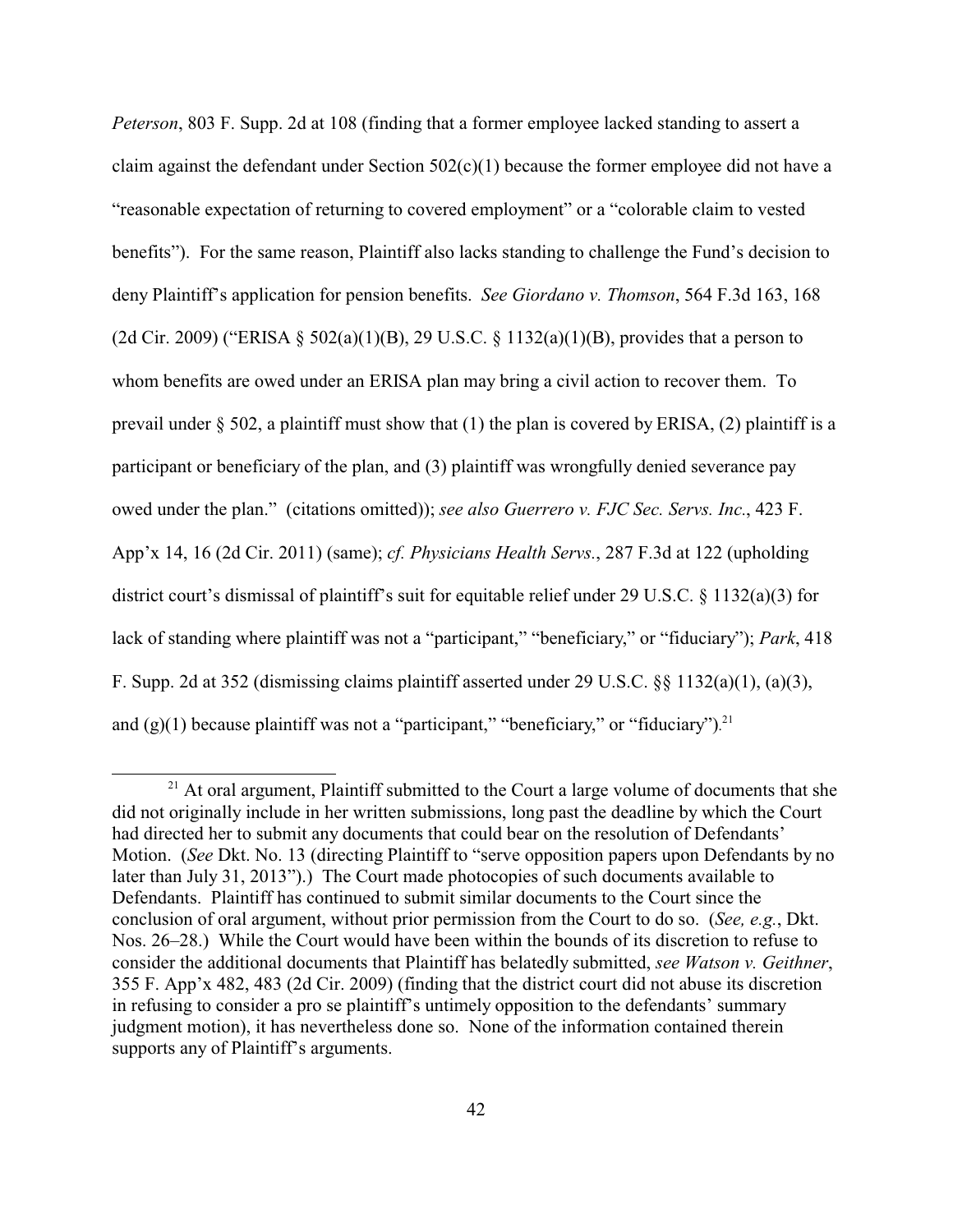*Peterson*, 803 F. Supp. 2d at 108 (finding that a former employee lacked standing to assert a claim against the defendant under Section 502(c)(1) because the former employee did not have a "reasonable expectation of returning to covered employment" or a "colorable claim to vested benefits"). For the same reason, Plaintiff also lacks standing to challenge the Fund's decision to deny Plaintiff's application for pension benefits. *See Giordano v. Thomson*, 564 F.3d 163, 168 (2d Cir. 2009) ("ERISA § 502(a)(1)(B), 29 U.S.C. § 1132(a)(1)(B), provides that a person to whom benefits are owed under an ERISA plan may bring a civil action to recover them. To prevail under § 502, a plaintiff must show that (1) the plan is covered by ERISA, (2) plaintiff is a participant or beneficiary of the plan, and (3) plaintiff was wrongfully denied severance pay owed under the plan." (citations omitted)); *see also Guerrero v. FJC Sec. Servs. Inc.*, 423 F. App'x 14, 16 (2d Cir. 2011) (same); *cf. Physicians Health Servs.*, 287 F.3d at 122 (upholding district court's dismissal of plaintiff's suit for equitable relief under 29 U.S.C. § 1132(a)(3) for lack of standing where plaintiff was not a "participant," "beneficiary," or "fiduciary"); *Park*, 418 F. Supp. 2d at 352 (dismissing claims plaintiff asserted under 29 U.S.C. §§ 1132(a)(1), (a)(3), and (g)(1) because plaintiff was not a "participant," "beneficiary," or "fiduciary").[21]

[21] At oral argument, Plaintiff submitted to the Court a large volume of documents that she did not originally include in her written submissions, long past the deadline by which the Court had directed her to submit any documents that could bear on the resolution of Defendants' Motion. (*See* Dkt. No. 13 (directing Plaintiff to "serve opposition papers upon Defendants by no later than July 31, 2013").) The Court made photocopies of such documents available to Defendants. Plaintiff has continued to submit similar documents to the Court since the conclusion of oral argument, without prior permission from the Court to do so. (*See, e.g.*, Dkt. Nos. 26–28.) While the Court would have been within the bounds of its discretion to refuse to consider the additional documents that Plaintiff has belatedly submitted, *see Watson v. Geithner*, 355 F. App'x 482, 483 (2d Cir. 2009) (finding that the district court did not abuse its discretion in refusing to consider a pro se plaintiff's untimely opposition to the defendants' summary judgment motion), it has nevertheless done so. None of the information contained therein supports any of Plaintiff's arguments.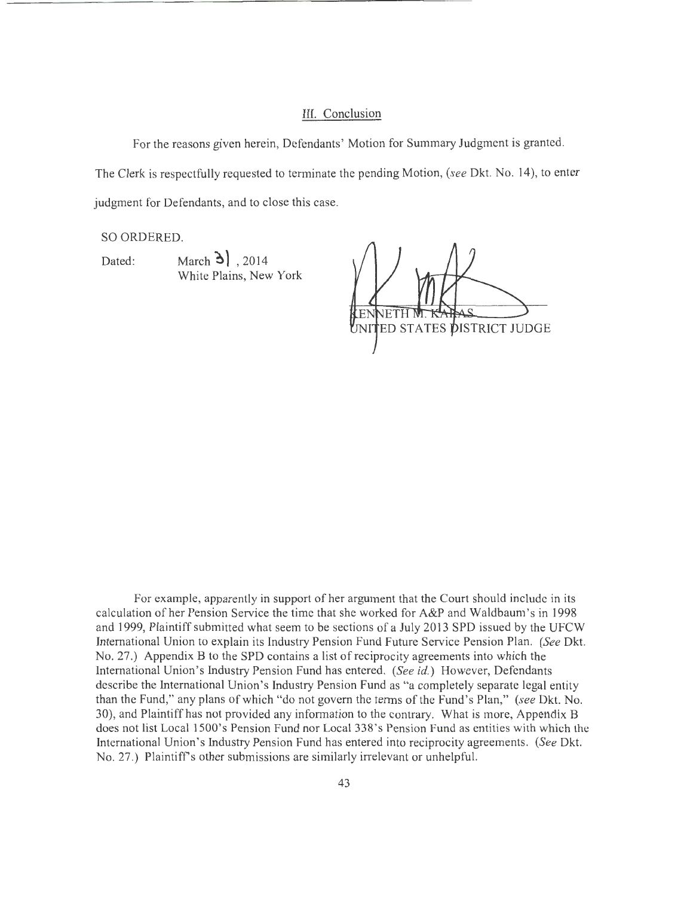## III. Conclusion

For the reasons given herein, Defendants' Motion for Summary Judgment is granted. The Clerk is respectfully requested to terminate the pending Motion, (*see* Dkt. No. 14), to enter judgment for Defendants, and to close this case.

SO ORDERED.

Dated: March 31, 2014
White Plains, New York

KENNETH M. KARAS
UNITED STATES DISTRICT JUDGE

For example, apparently in support of her argument that the Court should include in its calculation of her Pension Service the time that she worked for A&P and Waldbaum's in 1998 and 1999, Plaintiff submitted what seem to be sections of a July 2013 SPD issued by the UFCW International Union to explain its Industry Pension Fund Future Service Pension Plan. (*See* Dkt. No. 27.) Appendix B to the SPD contains a list of reciprocity agreements into which the International Union's Industry Pension Fund has entered. (*See id.*) However, Defendants describe the International Union's Industry Pension Fund as "a completely separate legal entity than the Fund," any plans of which "do not govern the terms of the Fund's Plan," (*see* Dkt. No. 30), and Plaintiff has not provided any information to the contrary. What is more, Appendix B does not list Local 1500's Pension Fund nor Local 338's Pension Fund as entities with which the International Union's Industry Pension Fund has entered into reciprocity agreements. (*See* Dkt. No. 27.) Plaintiff's other submissions are similarly irrelevant or unhelpful.